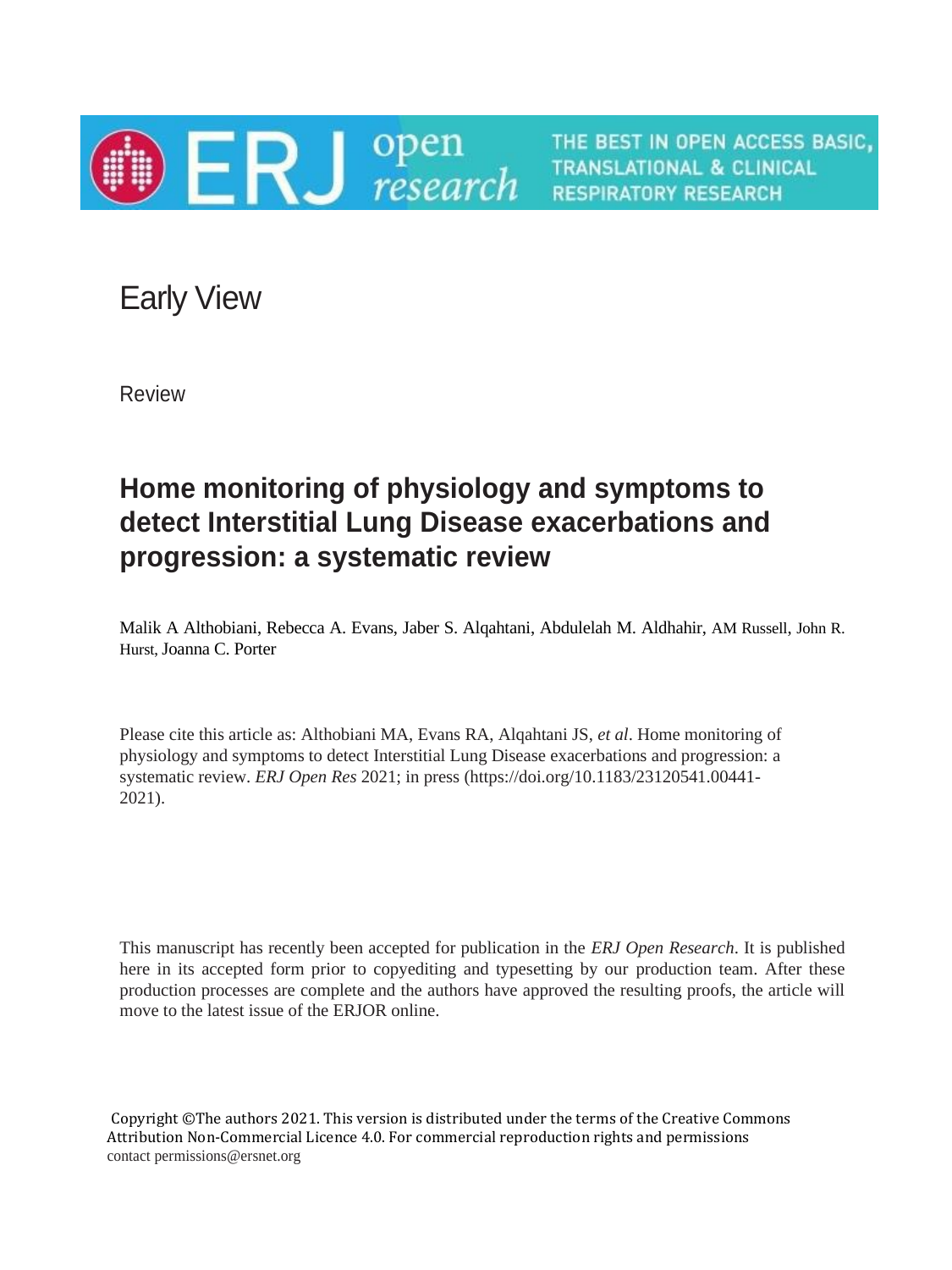Early View

Review

# Home monitoring of physiology and symptoms to detect Interstitial Lung Disease exacerbations and progression: a systematic review

Malik A Althobiani, Rebecca A. Evans, Jaber S. Alqahtani, Abdulelah M. Aldhahir, AM Russell, John R. Hurst, Joanna C. Porter

Please cite this article as: Althobiani MA, Evans RA, Alqahtani JS, *et al*. Home monitoring of physiology and symptoms to detect Interstitial Lung Disease exacerbations and progression: a systematic review. *ERJ Open Res* 2021; in press (https://doi.org/10.1183/23120541.00441-2021).

This manuscript has recently been accepted for publication in the *ERJ Open Research*. It is published here in its accepted form prior to copyediting and typesetting by our production team. After these production processes are complete and the authors have approved the resulting proofs, the article will move to the latest issue of the ERJOR online.

Copyright ©The authors 2021. This version is distributed under the terms of the Creative Commons Attribution Non-Commercial Licence 4.0. For commercial reproduction rights and permissions contact permissions@ersnet.org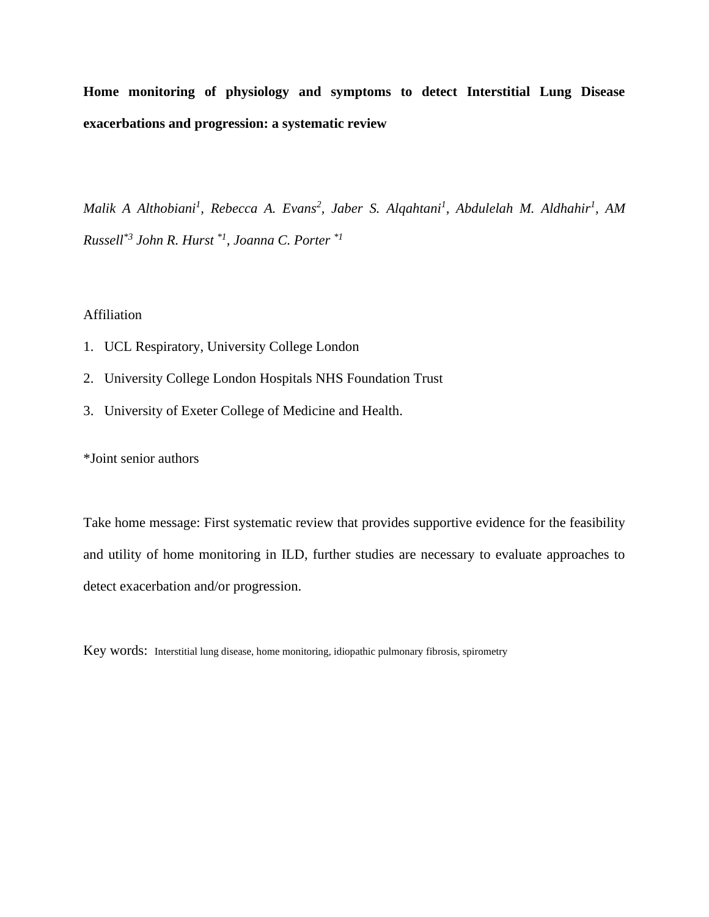# Home monitoring of physiology and symptoms to detect Interstitial Lung Disease exacerbations and progression: a systematic review

*Malik A Althobiani[1], Rebecca A. Evans[2], Jaber S. Alqahtani[1], Abdulelah M. Aldhahir[1], AM Russell[*3] John R. Hurst [*1], Joanna C. Porter [*1]*

Affiliation

1. UCL Respiratory, University College London
2. University College London Hospitals NHS Foundation Trust
3. University of Exeter College of Medicine and Health.

*Joint senior authors

Take home message: First systematic review that provides supportive evidence for the feasibility and utility of home monitoring in ILD, further studies are necessary to evaluate approaches to detect exacerbation and/or progression.

Key words: Interstitial lung disease, home monitoring, idiopathic pulmonary fibrosis, spirometry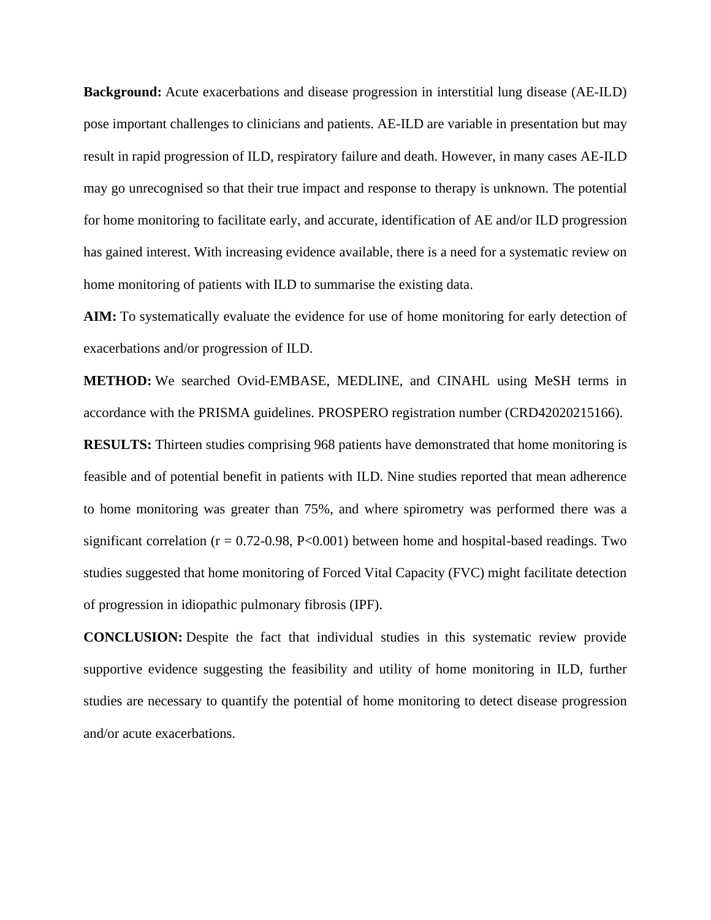**Background:** Acute exacerbations and disease progression in interstitial lung disease (AE-ILD) pose important challenges to clinicians and patients. AE-ILD are variable in presentation but may result in rapid progression of ILD, respiratory failure and death. However, in many cases AE-ILD may go unrecognised so that their true impact and response to therapy is unknown. The potential for home monitoring to facilitate early, and accurate, identification of AE and/or ILD progression has gained interest. With increasing evidence available, there is a need for a systematic review on home monitoring of patients with ILD to summarise the existing data.

**AIM:** To systematically evaluate the evidence for use of home monitoring for early detection of exacerbations and/or progression of ILD.

**METHOD:** We searched Ovid-EMBASE, MEDLINE, and CINAHL using MeSH terms in accordance with the PRISMA guidelines. PROSPERO registration number (CRD42020215166).

**RESULTS:** Thirteen studies comprising 968 patients have demonstrated that home monitoring is feasible and of potential benefit in patients with ILD. Nine studies reported that mean adherence to home monitoring was greater than 75%, and where spirometry was performed there was a significant correlation ($r = 0.72$-$0.98$, $P<0.001$) between home and hospital-based readings. Two studies suggested that home monitoring of Forced Vital Capacity (FVC) might facilitate detection of progression in idiopathic pulmonary fibrosis (IPF).

**CONCLUSION:** Despite the fact that individual studies in this systematic review provide supportive evidence suggesting the feasibility and utility of home monitoring in ILD, further studies are necessary to quantify the potential of home monitoring to detect disease progression and/or acute exacerbations.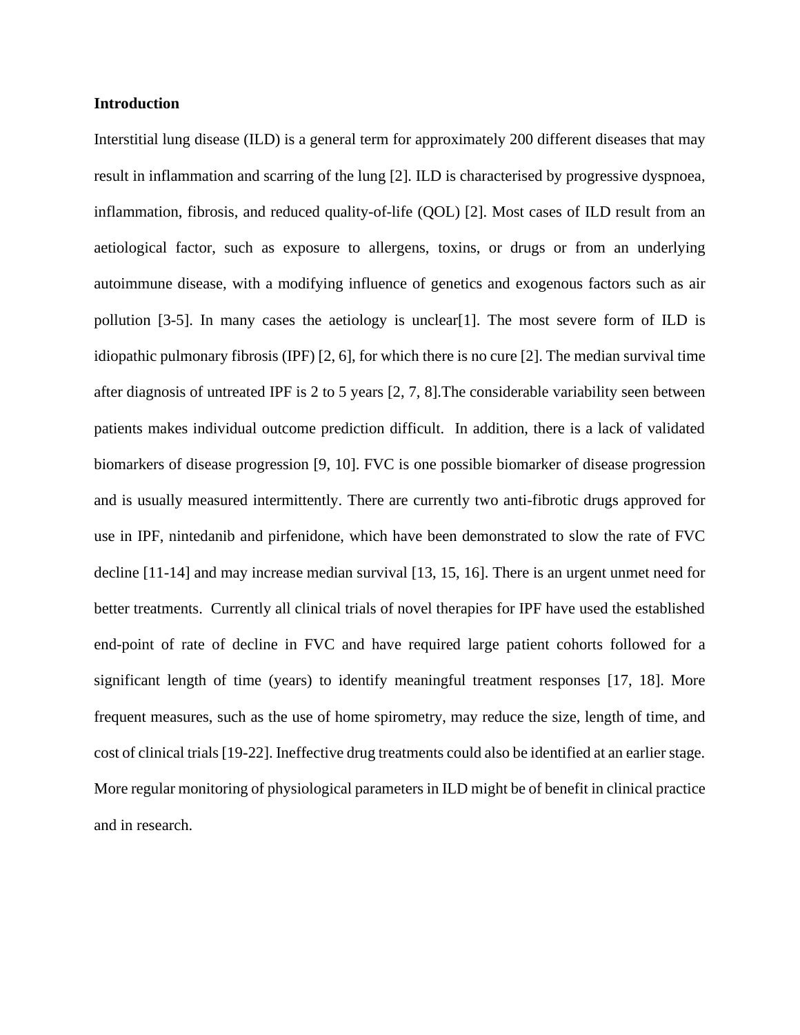## Introduction

Interstitial lung disease (ILD) is a general term for approximately 200 different diseases that may result in inflammation and scarring of the lung [2]. ILD is characterised by progressive dyspnoea, inflammation, fibrosis, and reduced quality-of-life (QOL) [2]. Most cases of ILD result from an aetiological factor, such as exposure to allergens, toxins, or drugs or from an underlying autoimmune disease, with a modifying influence of genetics and exogenous factors such as air pollution [3-5]. In many cases the aetiology is unclear[1]. The most severe form of ILD is idiopathic pulmonary fibrosis (IPF) [2, 6], for which there is no cure [2]. The median survival time after diagnosis of untreated IPF is 2 to 5 years [2, 7, 8].The considerable variability seen between patients makes individual outcome prediction difficult. In addition, there is a lack of validated biomarkers of disease progression [9, 10]. FVC is one possible biomarker of disease progression and is usually measured intermittently. There are currently two anti-fibrotic drugs approved for use in IPF, nintedanib and pirfenidone, which have been demonstrated to slow the rate of FVC decline [11-14] and may increase median survival [13, 15, 16]. There is an urgent unmet need for better treatments. Currently all clinical trials of novel therapies for IPF have used the established end-point of rate of decline in FVC and have required large patient cohorts followed for a significant length of time (years) to identify meaningful treatment responses [17, 18]. More frequent measures, such as the use of home spirometry, may reduce the size, length of time, and cost of clinical trials [19-22]. Ineffective drug treatments could also be identified at an earlier stage. More regular monitoring of physiological parameters in ILD might be of benefit in clinical practice and in research.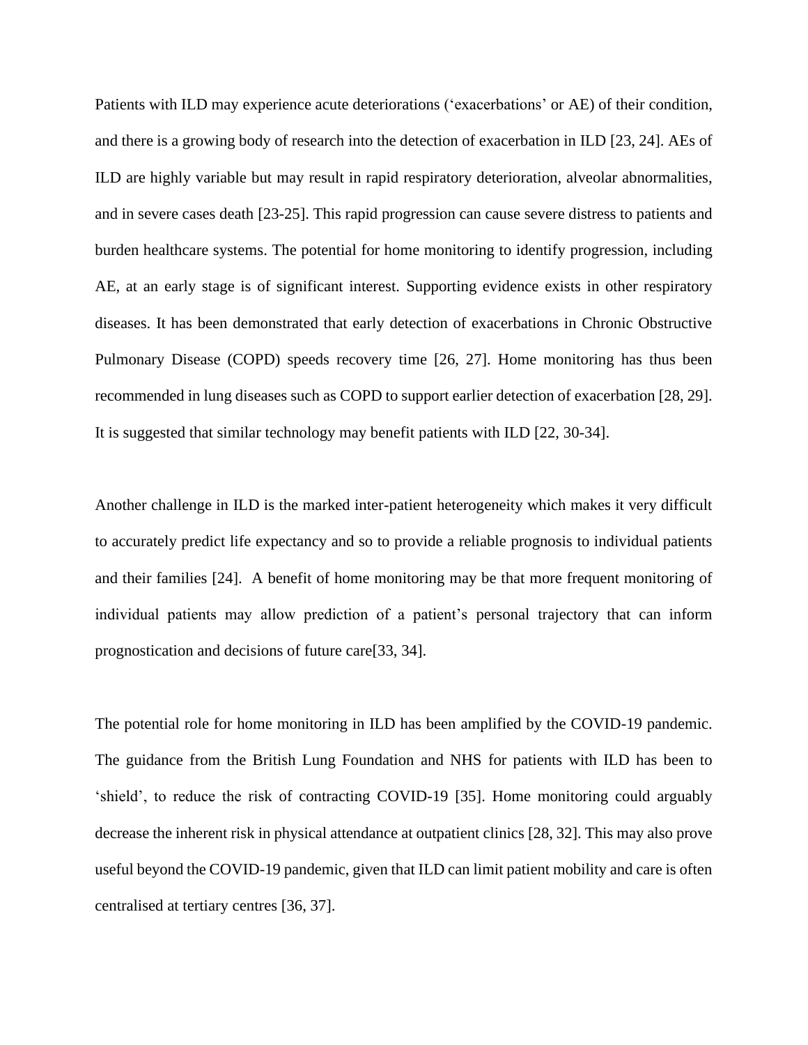Patients with ILD may experience acute deteriorations ('exacerbations' or AE) of their condition, and there is a growing body of research into the detection of exacerbation in ILD [23, 24]. AEs of ILD are highly variable but may result in rapid respiratory deterioration, alveolar abnormalities, and in severe cases death [23-25]. This rapid progression can cause severe distress to patients and burden healthcare systems. The potential for home monitoring to identify progression, including AE, at an early stage is of significant interest. Supporting evidence exists in other respiratory diseases. It has been demonstrated that early detection of exacerbations in Chronic Obstructive Pulmonary Disease (COPD) speeds recovery time [26, 27]. Home monitoring has thus been recommended in lung diseases such as COPD to support earlier detection of exacerbation [28, 29]. It is suggested that similar technology may benefit patients with ILD [22, 30-34].

Another challenge in ILD is the marked inter-patient heterogeneity which makes it very difficult to accurately predict life expectancy and so to provide a reliable prognosis to individual patients and their families [24]. A benefit of home monitoring may be that more frequent monitoring of individual patients may allow prediction of a patient's personal trajectory that can inform prognostication and decisions of future care[33, 34].

The potential role for home monitoring in ILD has been amplified by the COVID-19 pandemic. The guidance from the British Lung Foundation and NHS for patients with ILD has been to 'shield', to reduce the risk of contracting COVID-19 [35]. Home monitoring could arguably decrease the inherent risk in physical attendance at outpatient clinics [28, 32]. This may also prove useful beyond the COVID-19 pandemic, given that ILD can limit patient mobility and care is often centralised at tertiary centres [36, 37].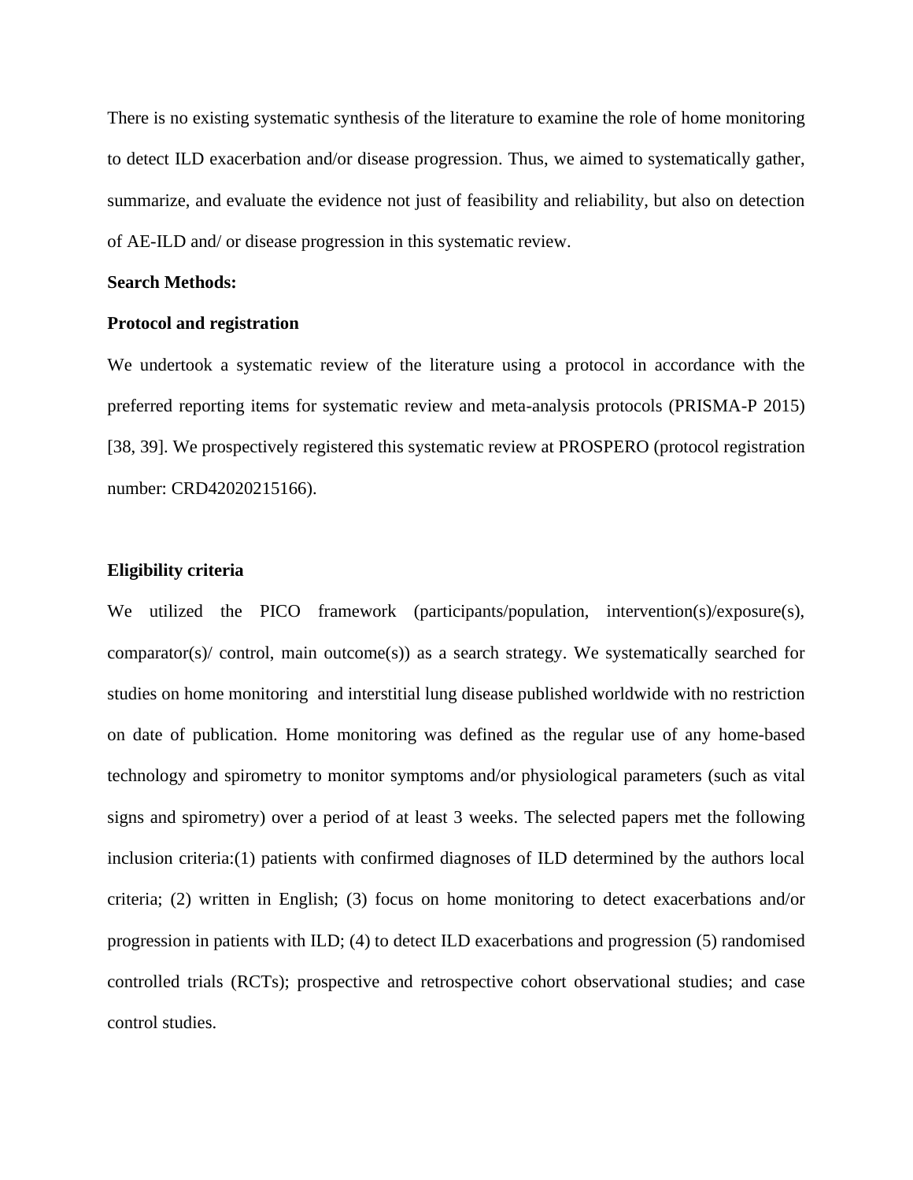There is no existing systematic synthesis of the literature to examine the role of home monitoring to detect ILD exacerbation and/or disease progression. Thus, we aimed to systematically gather, summarize, and evaluate the evidence not just of feasibility and reliability, but also on detection of AE-ILD and/ or disease progression in this systematic review.

**Search Methods:**

**Protocol and registration**

We undertook a systematic review of the literature using a protocol in accordance with the preferred reporting items for systematic review and meta-analysis protocols (PRISMA-P 2015) [38, 39]. We prospectively registered this systematic review at PROSPERO (protocol registration number: CRD42020215166).

**Eligibility criteria**

We utilized the PICO framework (participants/population, intervention(s)/exposure(s), comparator(s)/ control, main outcome(s)) as a search strategy. We systematically searched for studies on home monitoring and interstitial lung disease published worldwide with no restriction on date of publication. Home monitoring was defined as the regular use of any home-based technology and spirometry to monitor symptoms and/or physiological parameters (such as vital signs and spirometry) over a period of at least 3 weeks. The selected papers met the following inclusion criteria:(1) patients with confirmed diagnoses of ILD determined by the authors local criteria; (2) written in English; (3) focus on home monitoring to detect exacerbations and/or progression in patients with ILD; (4) to detect ILD exacerbations and progression (5) randomised controlled trials (RCTs); prospective and retrospective cohort observational studies; and case control studies.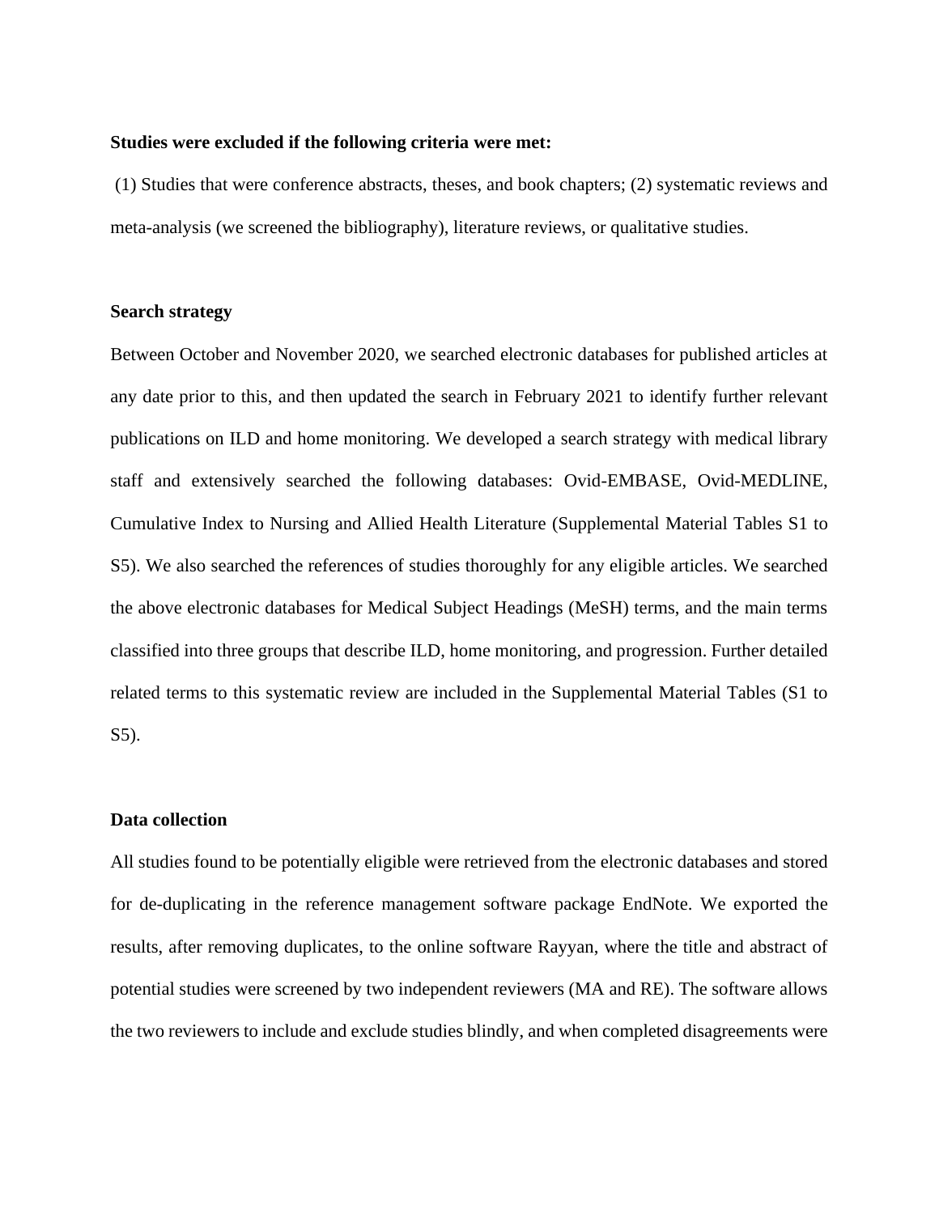**Studies were excluded if the following criteria were met:**

(1) Studies that were conference abstracts, theses, and book chapters; (2) systematic reviews and meta-analysis (we screened the bibliography), literature reviews, or qualitative studies.

**Search strategy**

Between October and November 2020, we searched electronic databases for published articles at any date prior to this, and then updated the search in February 2021 to identify further relevant publications on ILD and home monitoring. We developed a search strategy with medical library staff and extensively searched the following databases: Ovid-EMBASE, Ovid-MEDLINE, Cumulative Index to Nursing and Allied Health Literature (Supplemental Material Tables S1 to S5). We also searched the references of studies thoroughly for any eligible articles. We searched the above electronic databases for Medical Subject Headings (MeSH) terms, and the main terms classified into three groups that describe ILD, home monitoring, and progression. Further detailed related terms to this systematic review are included in the Supplemental Material Tables (S1 to S5).

**Data collection**

All studies found to be potentially eligible were retrieved from the electronic databases and stored for de-duplicating in the reference management software package EndNote. We exported the results, after removing duplicates, to the online software Rayyan, where the title and abstract of potential studies were screened by two independent reviewers (MA and RE). The software allows the two reviewers to include and exclude studies blindly, and when completed disagreements were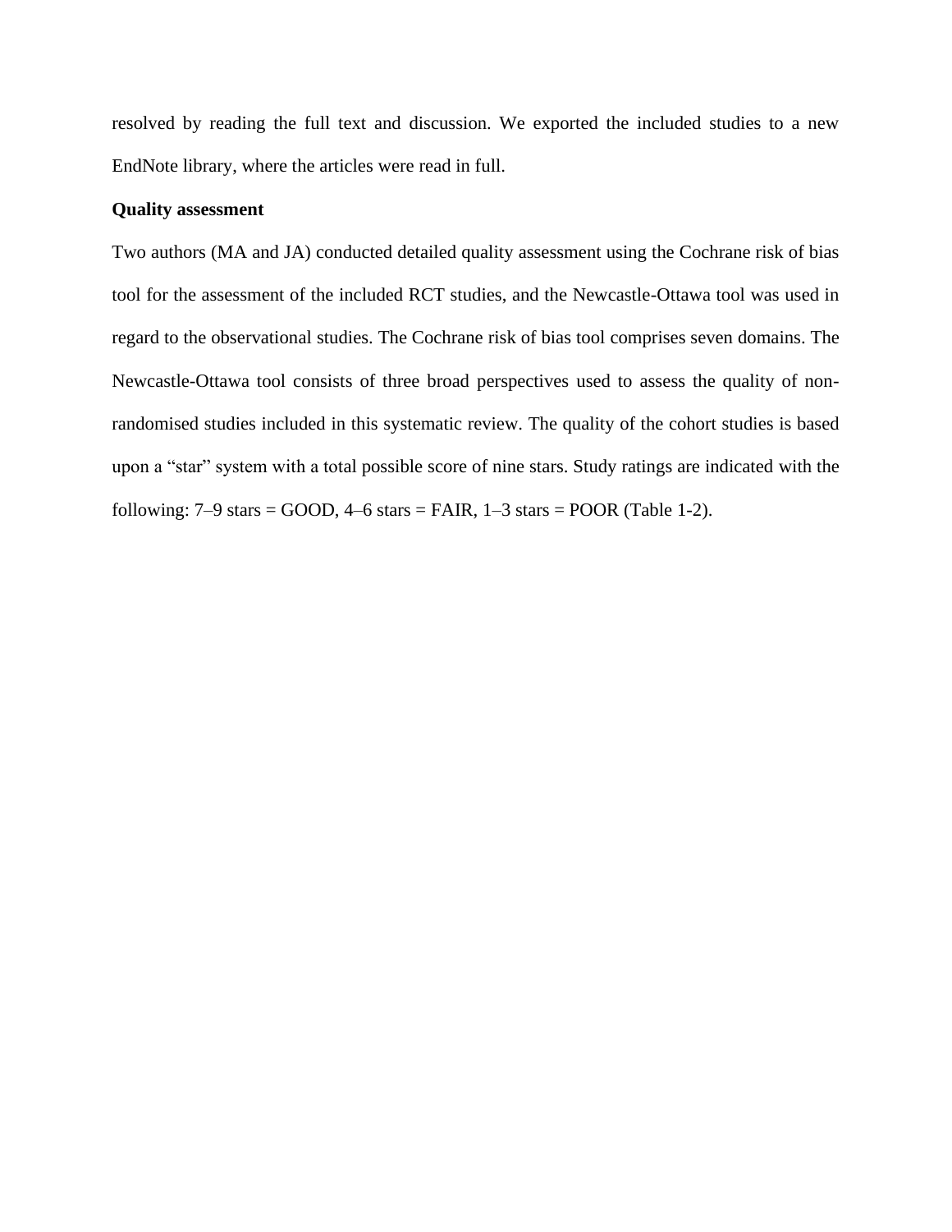resolved by reading the full text and discussion. We exported the included studies to a new EndNote library, where the articles were read in full.

**Quality assessment**

Two authors (MA and JA) conducted detailed quality assessment using the Cochrane risk of bias tool for the assessment of the included RCT studies, and the Newcastle-Ottawa tool was used in regard to the observational studies. The Cochrane risk of bias tool comprises seven domains. The Newcastle-Ottawa tool consists of three broad perspectives used to assess the quality of non-randomised studies included in this systematic review. The quality of the cohort studies is based upon a "star" system with a total possible score of nine stars. Study ratings are indicated with the following: 7–9 stars = GOOD, 4–6 stars = FAIR, 1–3 stars = POOR (Table 1-2).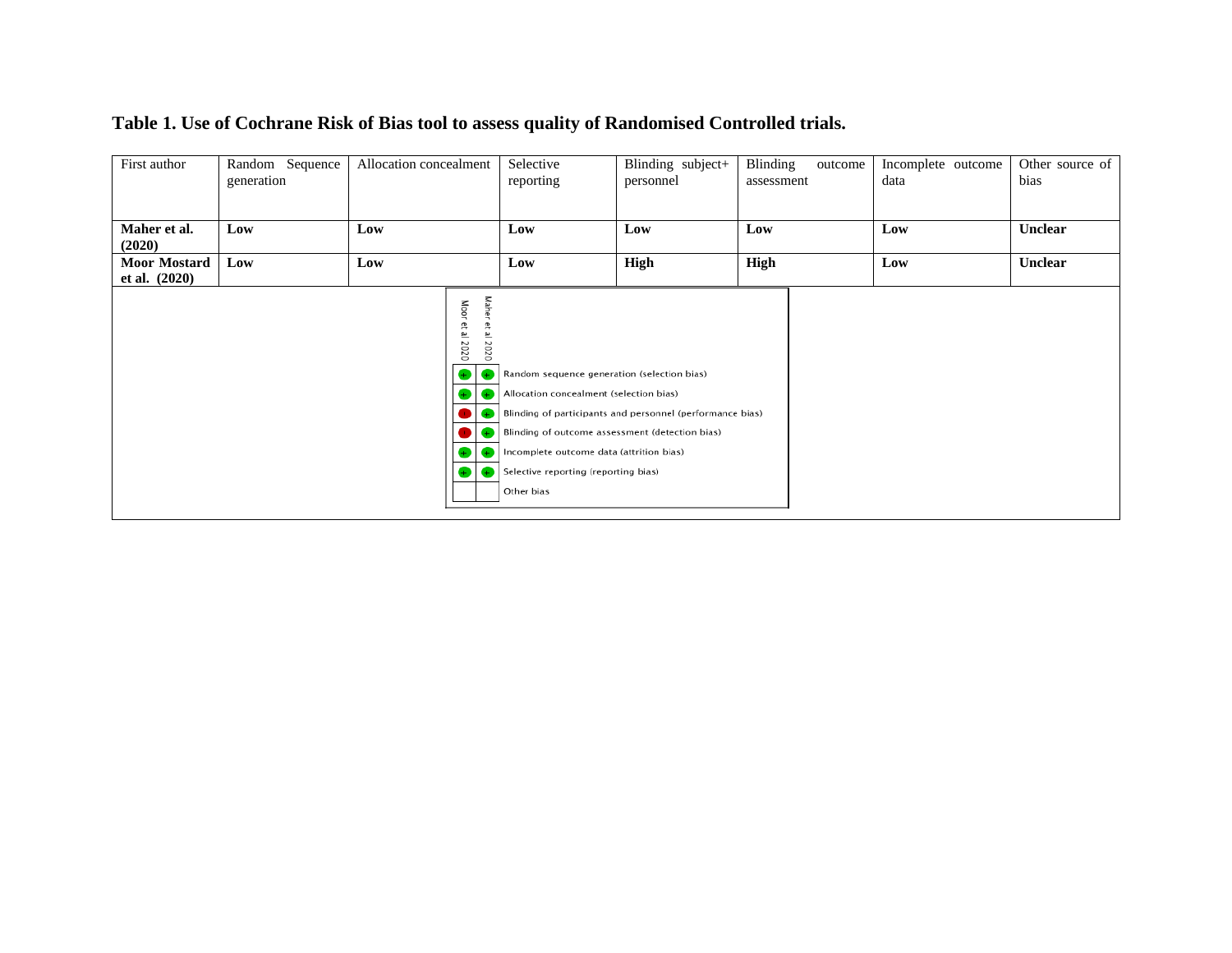**Table 1. Use of Cochrane Risk of Bias tool to assess quality of Randomised Controlled trials.**

| First author | Random Sequence generation | Allocation concealment | Selective reporting | Blinding subject+ personnel | Blinding outcome assessment | Incomplete outcome data | Other source of bias |
|---|---|---|---|---|---|---|---|
| **Maher et al. (2020)** | **Low** | **Low** | **Low** | **Low** | **Low** | **Low** | **Unclear** |
| **Moor Mostard et al. (2020)** | **Low** | **Low** | **Low** | **High** | **High** | **Low** | **Unclear** |

| | Moor et al 2020 | Maher et al 2020 |
|---|---|---|
| Random sequence generation (selection bias) | + | + |
| Allocation concealment (selection bias) | + | + |
| Blinding of participants and personnel (performance bias) | − | + |
| Blinding of outcome assessment (detection bias) | − | + |
| Incomplete outcome data (attrition bias) | + | + |
| Selective reporting (reporting bias) | + | + |
| Other bias | | |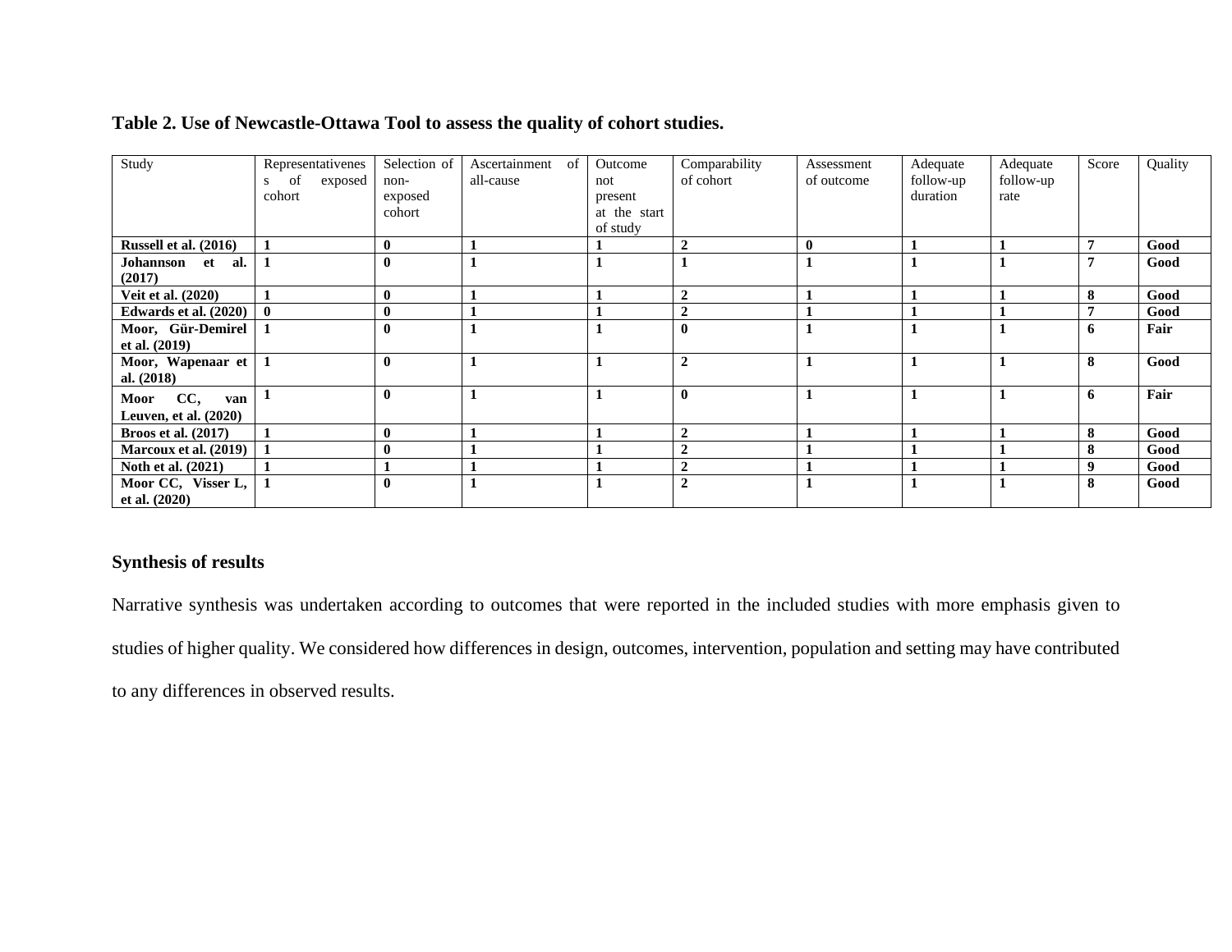**Table 2. Use of Newcastle-Ottawa Tool to assess the quality of cohort studies.**

| Study | Representativeness of exposed cohort | Selection of non-exposed cohort | Ascertainment of all-cause | Outcome not present at the start of study | Comparability of cohort | Assessment of outcome | Adequate follow-up duration | Adequate follow-up rate | Score | Quality |
|---|---|---|---|---|---|---|---|---|---|---|
| **Russell et al. (2016)** | **1** | **0** | **1** | **1** | **2** | **0** | **1** | **1** | **7** | **Good** |
| **Johannson et al. (2017)** | **1** | **0** | **1** | **1** | **1** | **1** | **1** | **1** | **7** | **Good** |
| **Veit et al. (2020)** | **1** | **0** | **1** | **1** | **2** | **1** | **1** | **1** | **8** | **Good** |
| **Edwards et al. (2020)** | **0** | **0** | **1** | **1** | **2** | **1** | **1** | **1** | **7** | **Good** |
| **Moor, Gür-Demirel et al. (2019)** | **1** | **0** | **1** | **1** | **0** | **1** | **1** | **1** | **6** | **Fair** |
| **Moor, Wapenaar et al. (2018)** | **1** | **0** | **1** | **1** | **2** | **1** | **1** | **1** | **8** | **Good** |
| **Moor CC, van Leuven, et al. (2020)** | **1** | **0** | **1** | **1** | **0** | **1** | **1** | **1** | **6** | **Fair** |
| **Broos et al. (2017)** | **1** | **0** | **1** | **1** | **2** | **1** | **1** | **1** | **8** | **Good** |
| **Marcoux et al. (2019)** | **1** | **0** | **1** | **1** | **2** | **1** | **1** | **1** | **8** | **Good** |
| **Noth et al. (2021)** | **1** | **1** | **1** | **1** | **2** | **1** | **1** | **1** | **9** | **Good** |
| **Moor CC, Visser L, et al. (2020)** | **1** | **0** | **1** | **1** | **2** | **1** | **1** | **1** | **8** | **Good** |

## Synthesis of results

Narrative synthesis was undertaken according to outcomes that were reported in the included studies with more emphasis given to studies of higher quality. We considered how differences in design, outcomes, intervention, population and setting may have contributed to any differences in observed results.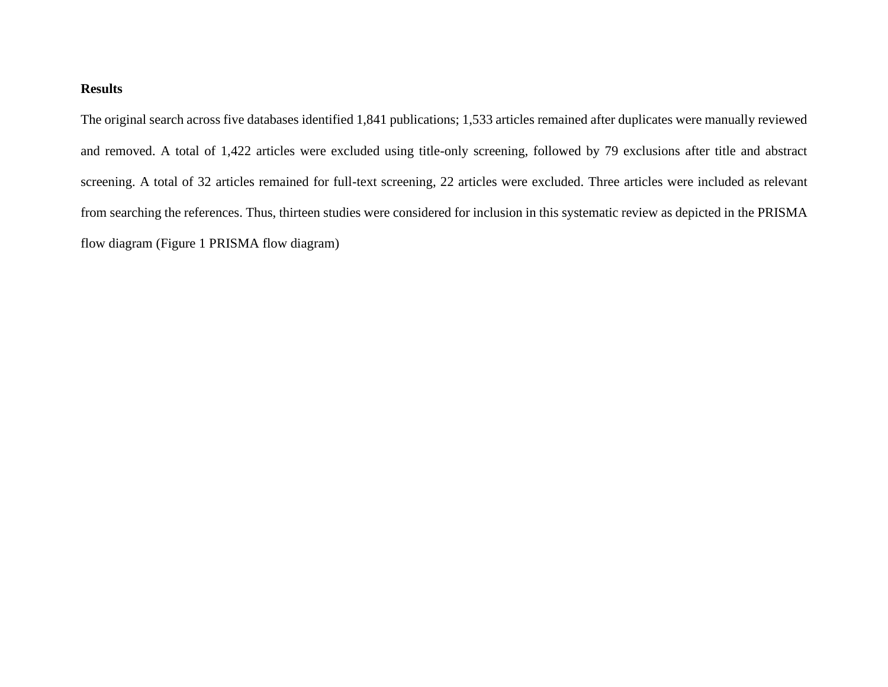**Results**

The original search across five databases identified 1,841 publications; 1,533 articles remained after duplicates were manually reviewed and removed. A total of 1,422 articles were excluded using title-only screening, followed by 79 exclusions after title and abstract screening. A total of 32 articles remained for full-text screening, 22 articles were excluded. Three articles were included as relevant from searching the references. Thus, thirteen studies were considered for inclusion in this systematic review as depicted in the PRISMA flow diagram (Figure 1 PRISMA flow diagram)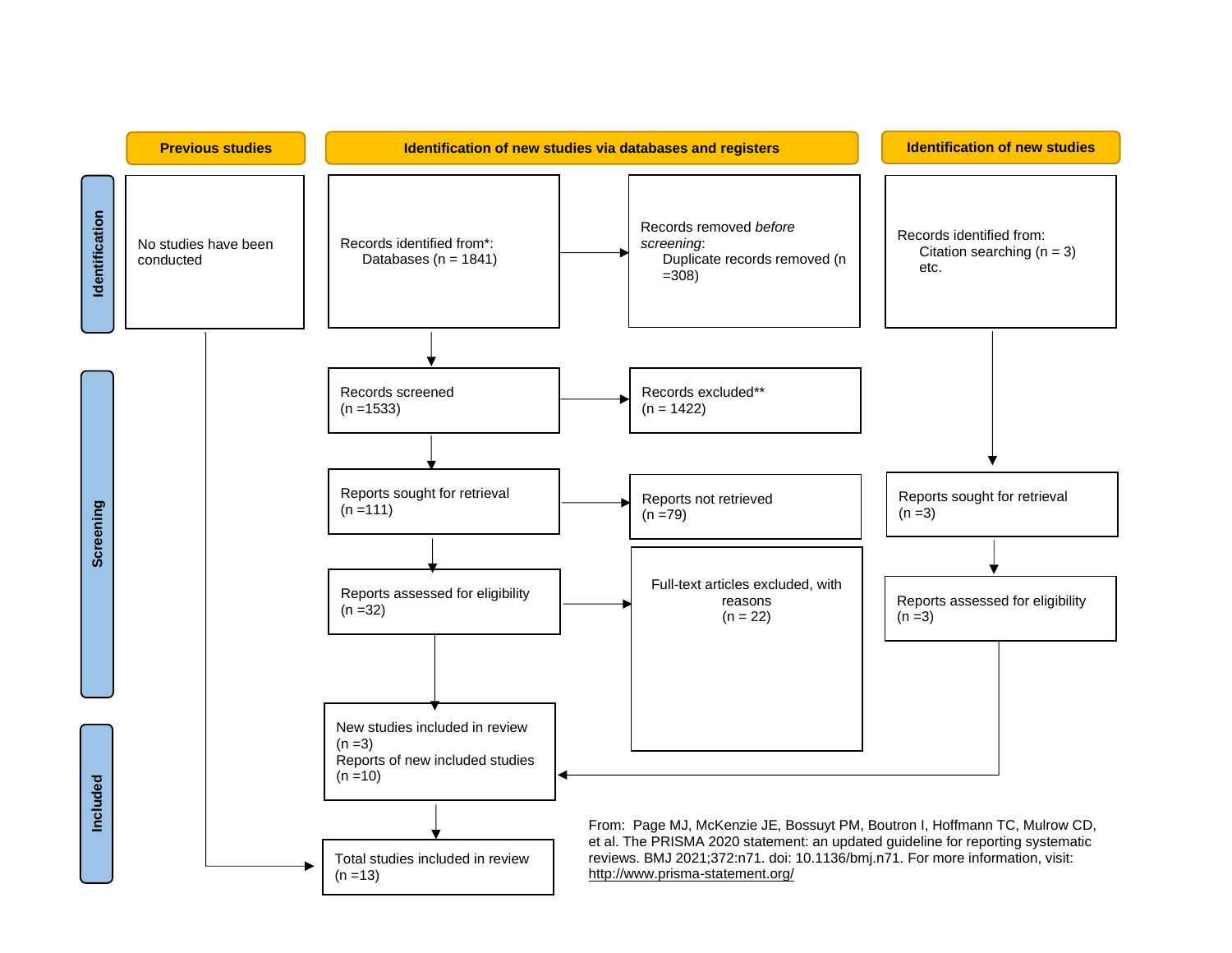**Previous studies**

**Identification of new studies via databases and registers**

**Identification of new studies**

**Identification**

No studies have been conducted

Records identified from*:
Databases (n = 1841)

Records removed *before screening*:
Duplicate records removed (n =308)

Records identified from:
Citation searching (n = 3)
etc.

**Screening**

Records screened
(n =1533)

Records excluded**
(n = 1422)

Reports sought for retrieval
(n =111)

Reports not retrieved
(n =79)

Reports sought for retrieval
(n =3)

Reports assessed for eligibility
(n =32)

Full-text articles excluded, with reasons
(n = 22)

Reports assessed for eligibility
(n =3)

**Included**

New studies included in review
(n =3)
Reports of new included studies
(n =10)

Total studies included in review
(n =13)

From: Page MJ, McKenzie JE, Bossuyt PM, Boutron I, Hoffmann TC, Mulrow CD, et al. The PRISMA 2020 statement: an updated guideline for reporting systematic reviews. BMJ 2021;372:n71. doi: 10.1136/bmj.n71. For more information, visit: http://www.prisma-statement.org/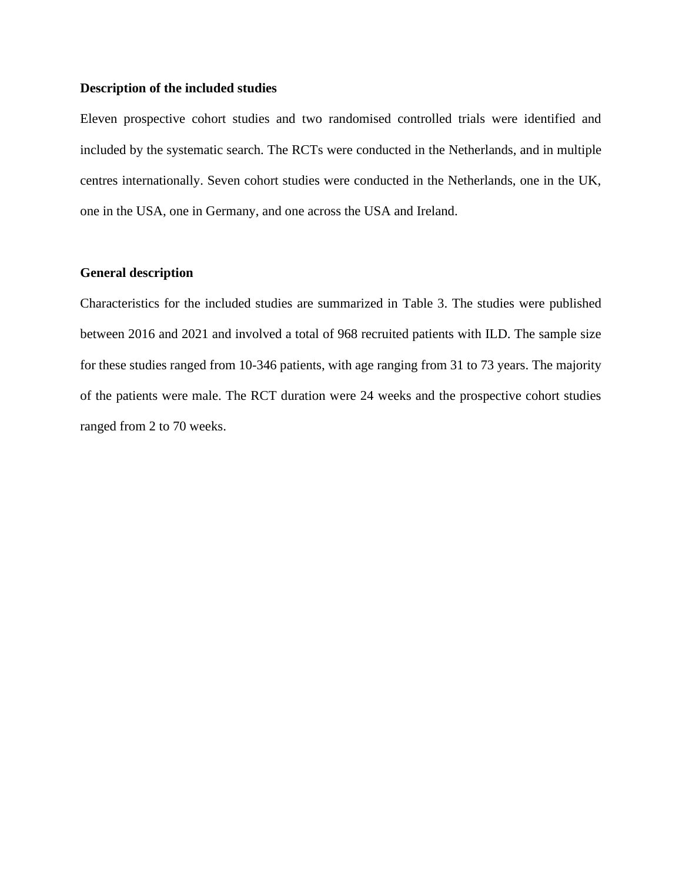**Description of the included studies**

Eleven prospective cohort studies and two randomised controlled trials were identified and included by the systematic search. The RCTs were conducted in the Netherlands, and in multiple centres internationally. Seven cohort studies were conducted in the Netherlands, one in the UK, one in the USA, one in Germany, and one across the USA and Ireland.

**General description**

Characteristics for the included studies are summarized in Table 3. The studies were published between 2016 and 2021 and involved a total of 968 recruited patients with ILD. The sample size for these studies ranged from 10-346 patients, with age ranging from 31 to 73 years. The majority of the patients were male. The RCT duration were 24 weeks and the prospective cohort studies ranged from 2 to 70 weeks.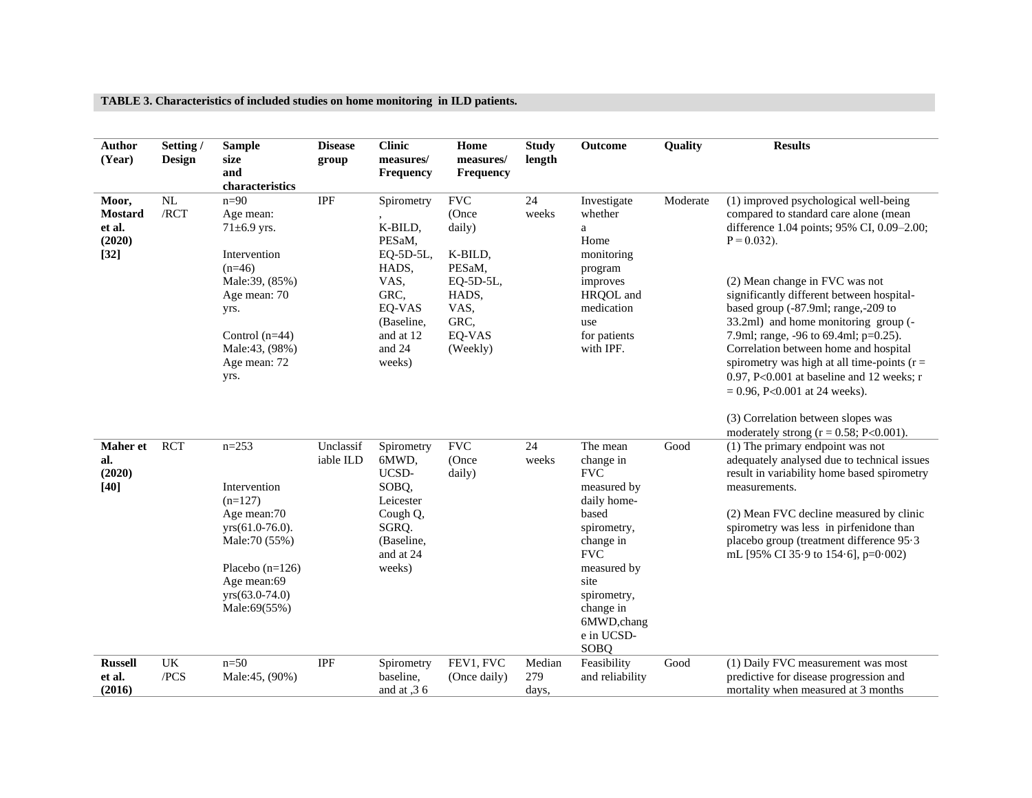**TABLE 3. Characteristics of included studies on home monitoring in ILD patients.**

| Author (Year) | Setting / Design | Sample size and characteristics | Disease group | Clinic measures/ Frequency | Home measures/ Frequency | Study length | Outcome | Quality | Results |
|---|---|---|---|---|---|---|---|---|---|
| **Moor, Mostard et al. (2020) [32]** | NL /RCT | n=90 Age mean: 71±6.9 yrs. Intervention (n=46) Male:39, (85%) Age mean: 70 yrs. Control (n=44) Male:43, (98%) Age mean: 72 yrs. | IPF | Spirometry , K-BILD, PESaM, EQ-5D-5L, HADS, VAS, GRC, EQ-VAS (Baseline, and at 12 and 24 weeks) | FVC (Once daily) K-BILD, PESaM, EQ-5D-5L, HADS, VAS, GRC, EQ-VAS (Weekly) | 24 weeks | Investigate whether a Home monitoring program improves HRQOL and medication use for patients with IPF. | Moderate | (1) improved psychological well-being compared to standard care alone (mean difference 1.04 points; 95% CI, 0.09–2.00; P = 0.032). (2) Mean change in FVC was not significantly different between hospital-based group (-87.9ml; range,-209 to 33.2ml) and home monitoring group (-7.9ml; range, -96 to 69.4ml; p=0.25). Correlation between home and hospital spirometry was high at all time-points (r = 0.97, P<0.001 at baseline and 12 weeks; r = 0.96, P<0.001 at 24 weeks). (3) Correlation between slopes was moderately strong (r = 0.58; P<0.001). |
| **Maher et al. (2020) [40]** | RCT | n=253 Intervention (n=127) Age mean:70 yrs(61.0-76.0). Male:70 (55%) Placebo (n=126) Age mean:69 yrs(63.0-74.0) Male:69(55%) | Unclassifiable ILD | Spirometry 6MWD, UCSD-SOBQ, Leicester Cough Q, SGRQ. (Baseline, and at 24 weeks) | FVC (Once daily) | 24 weeks | The mean change in FVC measured by daily home-based spirometry, change in FVC measured by site spirometry, change in 6MWD,change in UCSD-SOBQ | Good | (1) The primary endpoint was not adequately analysed due to technical issues result in variability home based spirometry measurements. (2) Mean FVC decline measured by clinic spirometry was less in pirfenidone than placebo group (treatment difference 95·3 mL [95% CI 35·9 to 154·6], p=0·002) |
| **Russell et al. (2016)** | UK /PCS | n=50 Male:45, (90%) | IPF | Spirometry baseline, and at ,3 6 | FEV1, FVC (Once daily) | Median 279 days, | Feasibility and reliability | Good | (1) Daily FVC measurement was most predictive for disease progression and mortality when measured at 3 months |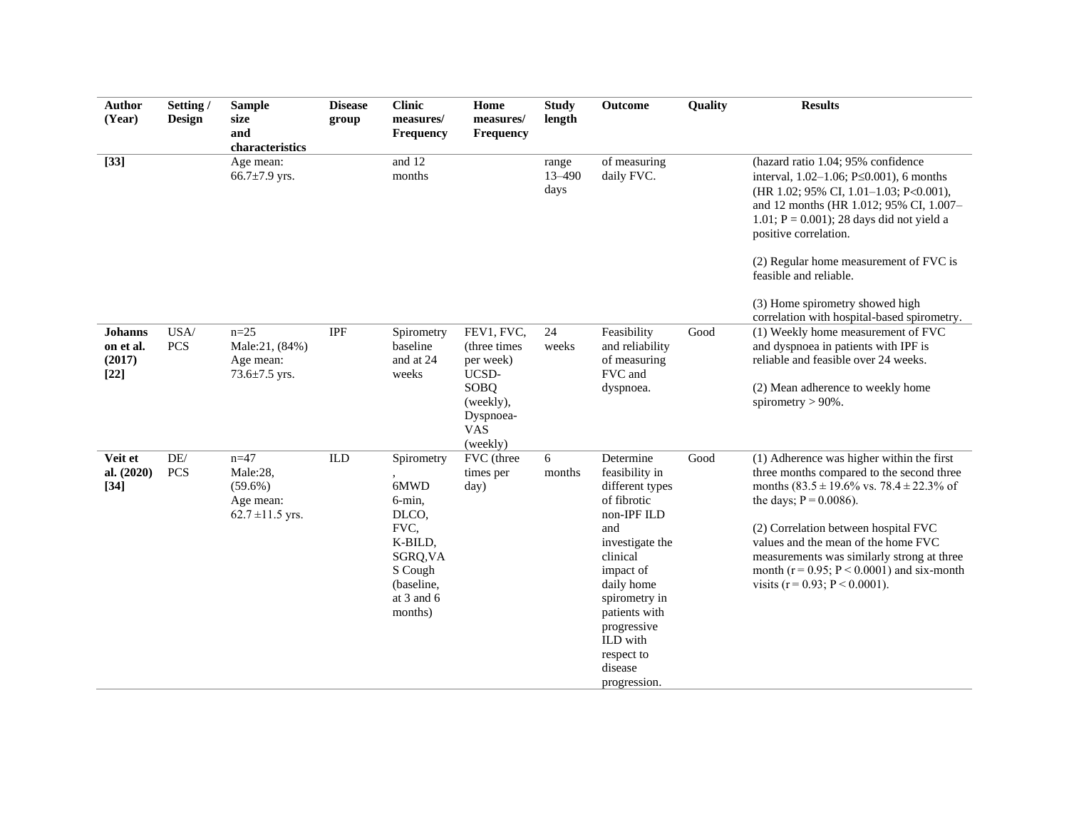| Author (Year) | Setting / Design | Sample size and characteristics | Disease group | Clinic measures/ Frequency | Home measures/ Frequency | Study length | Outcome | Quality | Results |
|---|---|---|---|---|---|---|---|---|---|
| [33] | | Age mean: 66.7±7.9 yrs. | | and 12 months | | range 13–490 days | of measuring daily FVC. | | (hazard ratio 1.04; 95% confidence interval, 1.02–1.06; P≤0.001), 6 months (HR 1.02; 95% CI, 1.01–1.03; P<0.001), and 12 months (HR 1.012; 95% CI, 1.007–1.01; P = 0.001); 28 days did not yield a positive correlation. (2) Regular home measurement of FVC is feasible and reliable. (3) Home spirometry showed high correlation with hospital-based spirometry. |
| **Johannson et al. (2017) [22]** | USA/ PCS | n=25 Male:21, (84%) Age mean: 73.6±7.5 yrs. | IPF | Spirometry baseline and at 24 weeks | FEV1, FVC, (three times per week) UCSD-SOBQ (weekly), Dyspnoea-VAS (weekly) | 24 weeks | Feasibility and reliability of measuring FVC and dyspnoea. | Good | (1) Weekly home measurement of FVC and dyspnoea in patients with IPF is reliable and feasible over 24 weeks. (2) Mean adherence to weekly home spirometry > 90%. |
| **Veit et al. (2020) [34]** | DE/ PCS | n=47 Male:28, (59.6%) Age mean: 62.7 ±11.5 yrs. | ILD | Spirometry, 6MWD 6-min, DLCO, FVC, K-BILD, SGRQ,VAS Cough (baseline, at 3 and 6 months) | FVC (three times per day) | 6 months | Determine feasibility in different types of fibrotic non-IPF ILD and investigate the clinical impact of daily home spirometry in patients with progressive ILD with respect to disease progression. | Good | (1) Adherence was higher within the first three months compared to the second three months (83.5 ± 19.6% vs. 78.4 ± 22.3% of the days; P = 0.0086). (2) Correlation between hospital FVC values and the mean of the home FVC measurements was similarly strong at three month (r = 0.95; P < 0.0001) and six-month visits (r = 0.93; P < 0.0001). |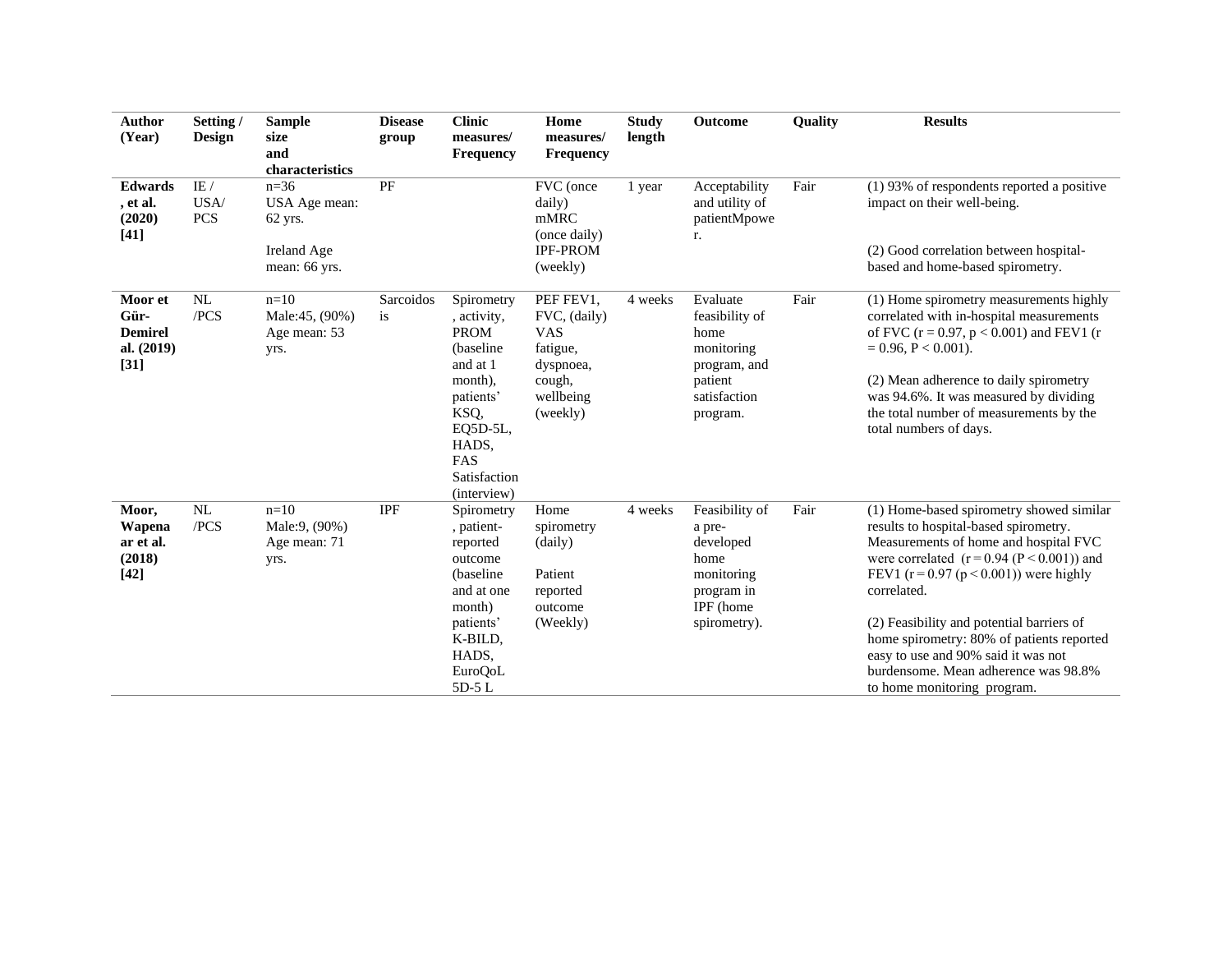| Author (Year) | Setting / Design | Sample size and characteristics | Disease group | Clinic measures/ Frequency | Home measures/ Frequency | Study length | Outcome | Quality | Results |
|---|---|---|---|---|---|---|---|---|---|
| **Edwards, et al. (2020) [41]** | IE / USA/ PCS | n=36 USA Age mean: 62 yrs. Ireland Age mean: 66 yrs. | PF | | FVC (once daily) mMRC (once daily) IPF-PROM (weekly) | 1 year | Acceptability and utility of patientMpower. | Fair | (1) 93% of respondents reported a positive impact on their well-being. (2) Good correlation between hospital-based and home-based spirometry. |
| **Moor et Gür-Demirel al. (2019) [31]** | NL /PCS | n=10 Male:45, (90%) Age mean: 53 yrs. | Sarcoidosis | Spirometry, activity, PROM (baseline and at 1 month), patients' KSQ, EQ5D-5L, HADS, FAS Satisfaction (interview) | PEF FEV1, FVC, (daily) VAS fatigue, dyspnoea, cough, wellbeing (weekly) | 4 weeks | Evaluate feasibility of home monitoring program, and patient satisfaction program. | Fair | (1) Home spirometry measurements highly correlated with in-hospital measurements of FVC ($r = 0.97$, $p < 0.001$) and FEV1 ($r = 0.96$, $P < 0.001$). (2) Mean adherence to daily spirometry was 94.6%. It was measured by dividing the total number of measurements by the total numbers of days. |
| **Moor, Wapenaar et al. (2018) [42]** | NL /PCS | n=10 Male:9, (90%) Age mean: 71 yrs. | IPF | Spirometry, patient-reported outcome (baseline and at one month) patients' K-BILD, HADS, EuroQoL 5D-5 L | Home spirometry (daily) Patient reported outcome (Weekly) | 4 weeks | Feasibility of a pre-developed home monitoring program in IPF (home spirometry). | Fair | (1) Home-based spirometry showed similar results to hospital-based spirometry. Measurements of home and hospital FVC were correlated ($r = 0.94$ ($P < 0.001$)) and FEV1 ($r = 0.97$ ($p < 0.001$)) were highly correlated. (2) Feasibility and potential barriers of home spirometry: 80% of patients reported easy to use and 90% said it was not burdensome. Mean adherence was 98.8% to home monitoring program. |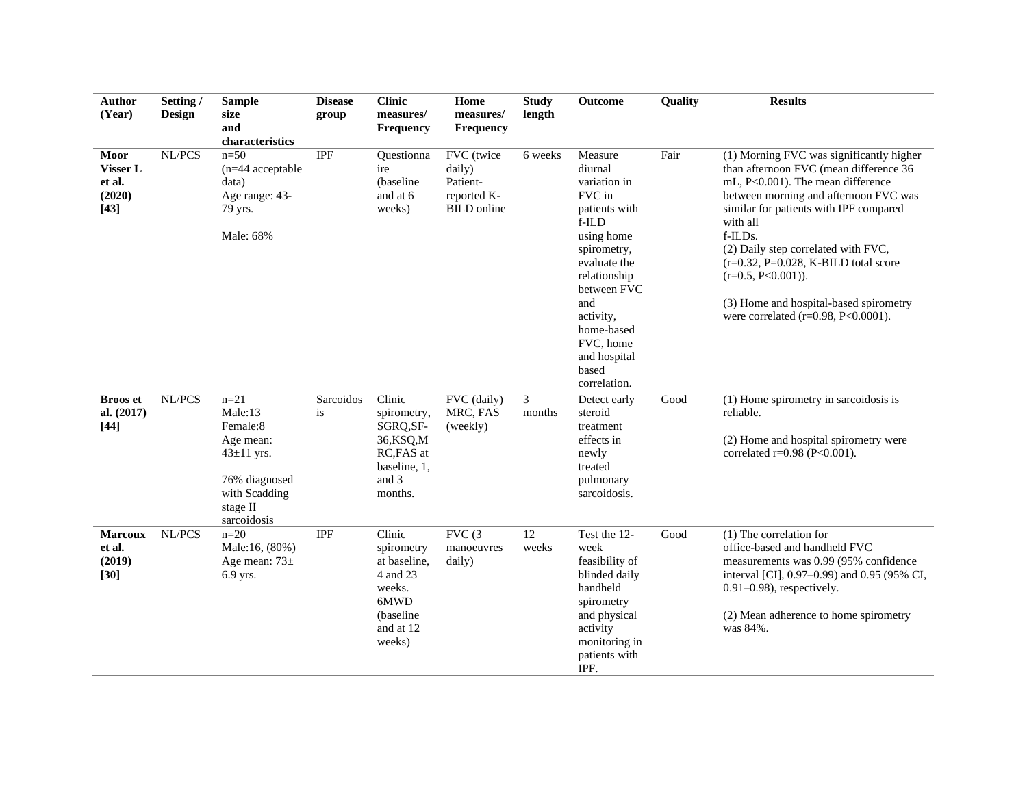| **Author (Year)** | **Setting / Design** | **Sample size and characteristics** | **Disease group** | **Clinic measures/ Frequency** | **Home measures/ Frequency** | **Study length** | **Outcome** | **Quality** | **Results** |
|---|---|---|---|---|---|---|---|---|---|
| **Moor Visser L et al. (2020) [43]** | NL/PCS | n=50 (n=44 acceptable data) Age range: 43-79 yrs. Male: 68% | IPF | Questionnaire (baseline and at 6 weeks) | FVC (twice daily) Patient-reported K-BILD online | 6 weeks | Measure diurnal variation in FVC in patients with f-ILD using home spirometry, evaluate the relationship between FVC and activity, home-based FVC, home and hospital based correlation. | Fair | (1) Morning FVC was significantly higher than afternoon FVC (mean difference 36 mL, P<0.001). The mean difference between morning and afternoon FVC was similar for patients with IPF compared with all f-ILDs. (2) Daily step correlated with FVC, (r=0.32, P=0.028, K-BILD total score (r=0.5, P<0.001)). (3) Home and hospital-based spirometry were correlated (r=0.98, P<0.0001). |
| **Broos et al. (2017) [44]** | NL/PCS | n=21 Male:13 Female:8 Age mean: 43±11 yrs. 76% diagnosed with Scadding stage II sarcoidosis | Sarcoidosis | Clinic spirometry, SGRQ,SF-36,KSQ,MRC,FAS at baseline, 1, and 3 months. | FVC (daily) MRC, FAS (weekly) | 3 months | Detect early steroid treatment effects in newly treated pulmonary sarcoidosis. | Good | (1) Home spirometry in sarcoidosis is reliable. (2) Home and hospital spirometry were correlated r=0.98 (P<0.001). |
| **Marcoux et al. (2019) [30]** | NL/PCS | n=20 Male:16, (80%) Age mean: 73± 6.9 yrs. | IPF | Clinic spirometry at baseline, 4 and 23 weeks. 6MWD (baseline and at 12 weeks) | FVC (3 manoeuvres daily) | 12 weeks | Test the 12-week feasibility of blinded daily handheld spirometry and physical activity monitoring in patients with IPF. | Good | (1) The correlation for office-based and handheld FVC measurements was 0.99 (95% confidence interval [CI], 0.97–0.99) and 0.95 (95% CI, 0.91–0.98), respectively. (2) Mean adherence to home spirometry was 84%. |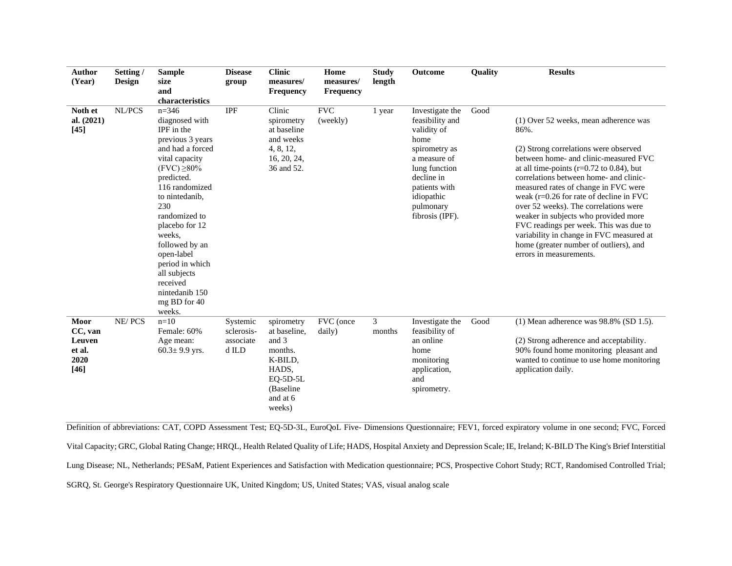| Author (Year) | Setting / Design | Sample size and characteristics | Disease group | Clinic measures/ Frequency | Home measures/ Frequency | Study length | Outcome | Quality | Results |
|---|---|---|---|---|---|---|---|---|---|
| **Noth et al. (2021) [45]** | NL/PCS | n=346 diagnosed with IPF in the previous 3 years and had a forced vital capacity (FVC) ≥80% predicted. 116 randomized to nintedanib, 230 randomized to placebo for 12 weeks, followed by an open-label period in which all subjects received nintedanib 150 mg BD for 40 weeks. | IPF | Clinic spirometry at baseline and weeks 4, 8, 12, 16, 20, 24, 36 and 52. | FVC (weekly) | 1 year | Investigate the feasibility and validity of home spirometry as a measure of lung function decline in patients with idiopathic pulmonary fibrosis (IPF). | Good | (1) Over 52 weeks, mean adherence was 86%. (2) Strong correlations were observed between home- and clinic-measured FVC at all time-points (r=0.72 to 0.84), but correlations between home- and clinic-measured rates of change in FVC were weak (r=0.26 for rate of decline in FVC over 52 weeks). The correlations were weaker in subjects who provided more FVC readings per week. This was due to variability in change in FVC measured at home (greater number of outliers), and errors in measurements. |
| **Moor CC, van Leuven et al. 2020 [46]** | NE/ PCS | n=10 Female: 60% Age mean: 60.3± 9.9 yrs. | Systemic sclerosis-associated ILD | spirometry at baseline, and 3 months. K-BILD, HADS, EQ-5D-5L (Baseline and at 6 weeks) | FVC (once daily) | 3 months | Investigate the feasibility of an online home monitoring application, and spirometry. | Good | (1) Mean adherence was 98.8% (SD 1.5). (2) Strong adherence and acceptability. 90% found home monitoring pleasant and wanted to continue to use home monitoring application daily. |

Definition of abbreviations: CAT, COPD Assessment Test; EQ-5D-3L, EuroQoL Five- Dimensions Questionnaire; FEV1, forced expiratory volume in one second; FVC, Forced Vital Capacity; GRC, Global Rating Change; HRQL, Health Related Quality of Life; HADS, Hospital Anxiety and Depression Scale; IE, Ireland; K-BILD The King's Brief Interstitial Lung Disease; NL, Netherlands; PESaM, Patient Experiences and Satisfaction with Medication questionnaire; PCS, Prospective Cohort Study; RCT, Randomised Controlled Trial; SGRQ, St. George's Respiratory Questionnaire UK, United Kingdom; US, United States; VAS, visual analog scale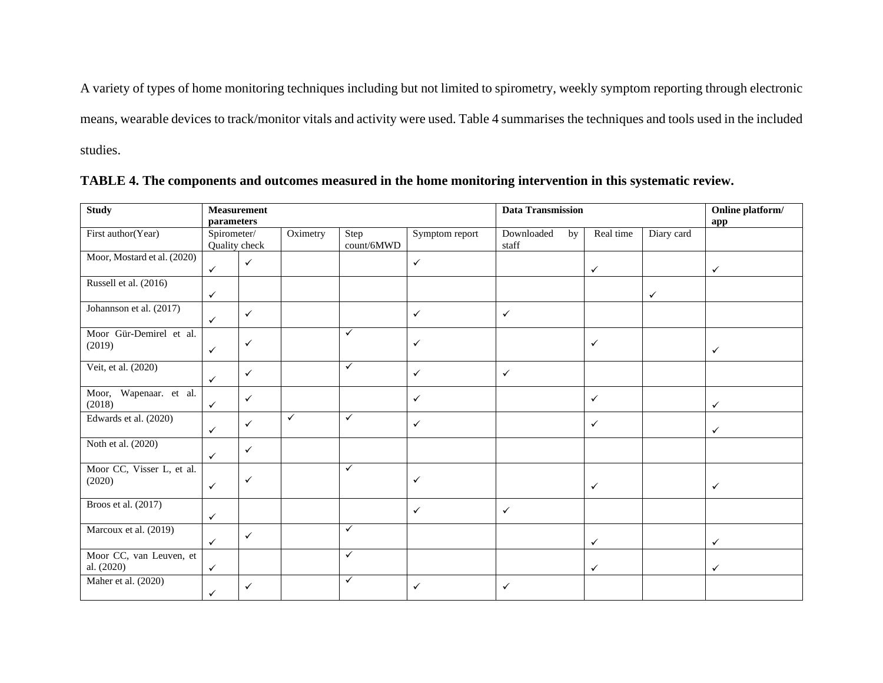A variety of types of home monitoring techniques including but not limited to spirometry, weekly symptom reporting through electronic means, wearable devices to track/monitor vitals and activity were used. Table 4 summarises the techniques and tools used in the included studies.

**TABLE 4. The components and outcomes measured in the home monitoring intervention in this systematic review.**

| **Study** | **Measurement parameters** | | | | | **Data Transmission** | | | **Online platform/ app** |
|---|---|---|---|---|---|---|---|---|---|
| First author(Year) | Spirometer/ Quality check | | Oximetry | Step count/6MWD | Symptom report | Downloaded by staff | Real time | Diary card | |
| Moor, Mostard et al. (2020) | ✓ | ✓ | | | ✓ | | ✓ | | ✓ |
| Russell et al. (2016) | ✓ | | | | | | | ✓ | |
| Johannson et al. (2017) | ✓ | ✓ | | | ✓ | ✓ | | | |
| Moor Gür-Demirel et al. (2019) | ✓ | ✓ | | ✓ | ✓ | | ✓ | | ✓ |
| Veit, et al. (2020) | ✓ | ✓ | | ✓ | ✓ | ✓ | | | |
| Moor, Wapenaar. et al. (2018) | ✓ | ✓ | | | ✓ | | ✓ | | ✓ |
| Edwards et al. (2020) | ✓ | ✓ | ✓ | ✓ | ✓ | | ✓ | | ✓ |
| Noth et al. (2020) | ✓ | ✓ | | | | | | | |
| Moor CC, Visser L, et al. (2020) | ✓ | ✓ | | ✓ | ✓ | | ✓ | | ✓ |
| Broos et al. (2017) | ✓ | | | | ✓ | ✓ | | | |
| Marcoux et al. (2019) | ✓ | ✓ | | ✓ | | | ✓ | | ✓ |
| Moor CC, van Leuven, et al. (2020) | ✓ | | | ✓ | | | ✓ | | ✓ |
| Maher et al. (2020) | ✓ | ✓ | | ✓ | ✓ | ✓ | | | |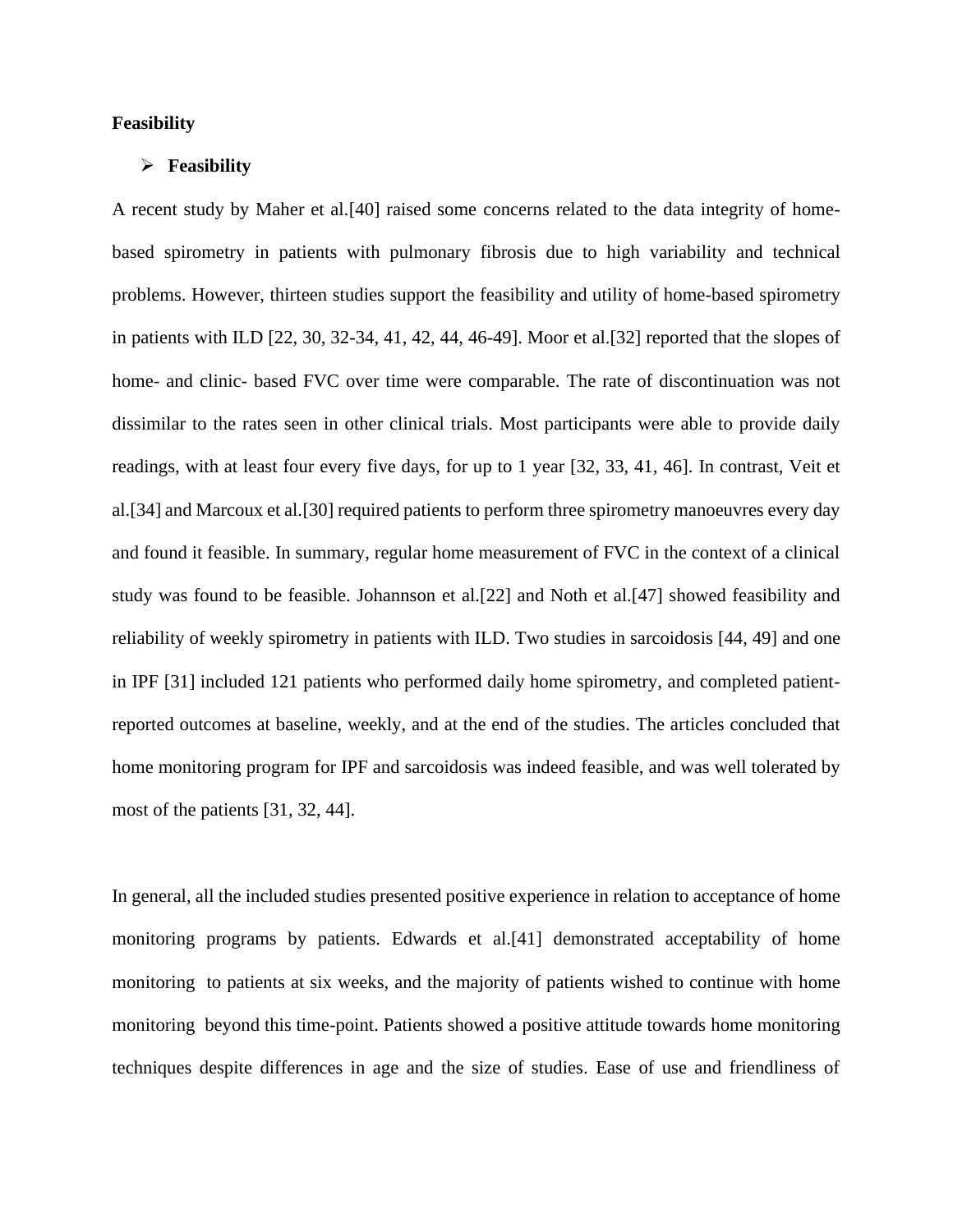**Feasibility**

- **Feasibility**

A recent study by Maher et al.[40] raised some concerns related to the data integrity of home-based spirometry in patients with pulmonary fibrosis due to high variability and technical problems. However, thirteen studies support the feasibility and utility of home-based spirometry in patients with ILD [22, 30, 32-34, 41, 42, 44, 46-49]. Moor et al.[32] reported that the slopes of home- and clinic- based FVC over time were comparable. The rate of discontinuation was not dissimilar to the rates seen in other clinical trials. Most participants were able to provide daily readings, with at least four every five days, for up to 1 year [32, 33, 41, 46]. In contrast, Veit et al.[34] and Marcoux et al.[30] required patients to perform three spirometry manoeuvres every day and found it feasible. In summary, regular home measurement of FVC in the context of a clinical study was found to be feasible. Johannson et al.[22] and Noth et al.[47] showed feasibility and reliability of weekly spirometry in patients with ILD. Two studies in sarcoidosis [44, 49] and one in IPF [31] included 121 patients who performed daily home spirometry, and completed patient-reported outcomes at baseline, weekly, and at the end of the studies. The articles concluded that home monitoring program for IPF and sarcoidosis was indeed feasible, and was well tolerated by most of the patients [31, 32, 44].

In general, all the included studies presented positive experience in relation to acceptance of home monitoring programs by patients. Edwards et al.[41] demonstrated acceptability of home monitoring to patients at six weeks, and the majority of patients wished to continue with home monitoring beyond this time-point. Patients showed a positive attitude towards home monitoring techniques despite differences in age and the size of studies. Ease of use and friendliness of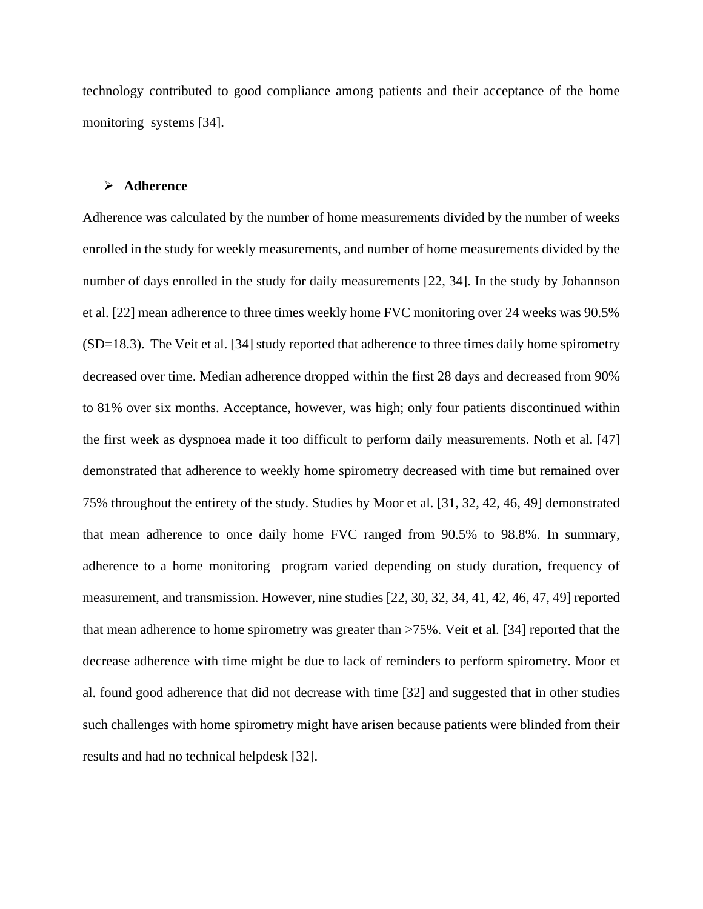technology contributed to good compliance among patients and their acceptance of the home monitoring systems [34].

- **Adherence**

Adherence was calculated by the number of home measurements divided by the number of weeks enrolled in the study for weekly measurements, and number of home measurements divided by the number of days enrolled in the study for daily measurements [22, 34]. In the study by Johannson et al. [22] mean adherence to three times weekly home FVC monitoring over 24 weeks was 90.5% (SD=18.3). The Veit et al. [34] study reported that adherence to three times daily home spirometry decreased over time. Median adherence dropped within the first 28 days and decreased from 90% to 81% over six months. Acceptance, however, was high; only four patients discontinued within the first week as dyspnoea made it too difficult to perform daily measurements. Noth et al. [47] demonstrated that adherence to weekly home spirometry decreased with time but remained over 75% throughout the entirety of the study. Studies by Moor et al. [31, 32, 42, 46, 49] demonstrated that mean adherence to once daily home FVC ranged from 90.5% to 98.8%. In summary, adherence to a home monitoring program varied depending on study duration, frequency of measurement, and transmission. However, nine studies [22, 30, 32, 34, 41, 42, 46, 47, 49] reported that mean adherence to home spirometry was greater than >75%. Veit et al. [34] reported that the decrease adherence with time might be due to lack of reminders to perform spirometry. Moor et al. found good adherence that did not decrease with time [32] and suggested that in other studies such challenges with home spirometry might have arisen because patients were blinded from their results and had no technical helpdesk [32].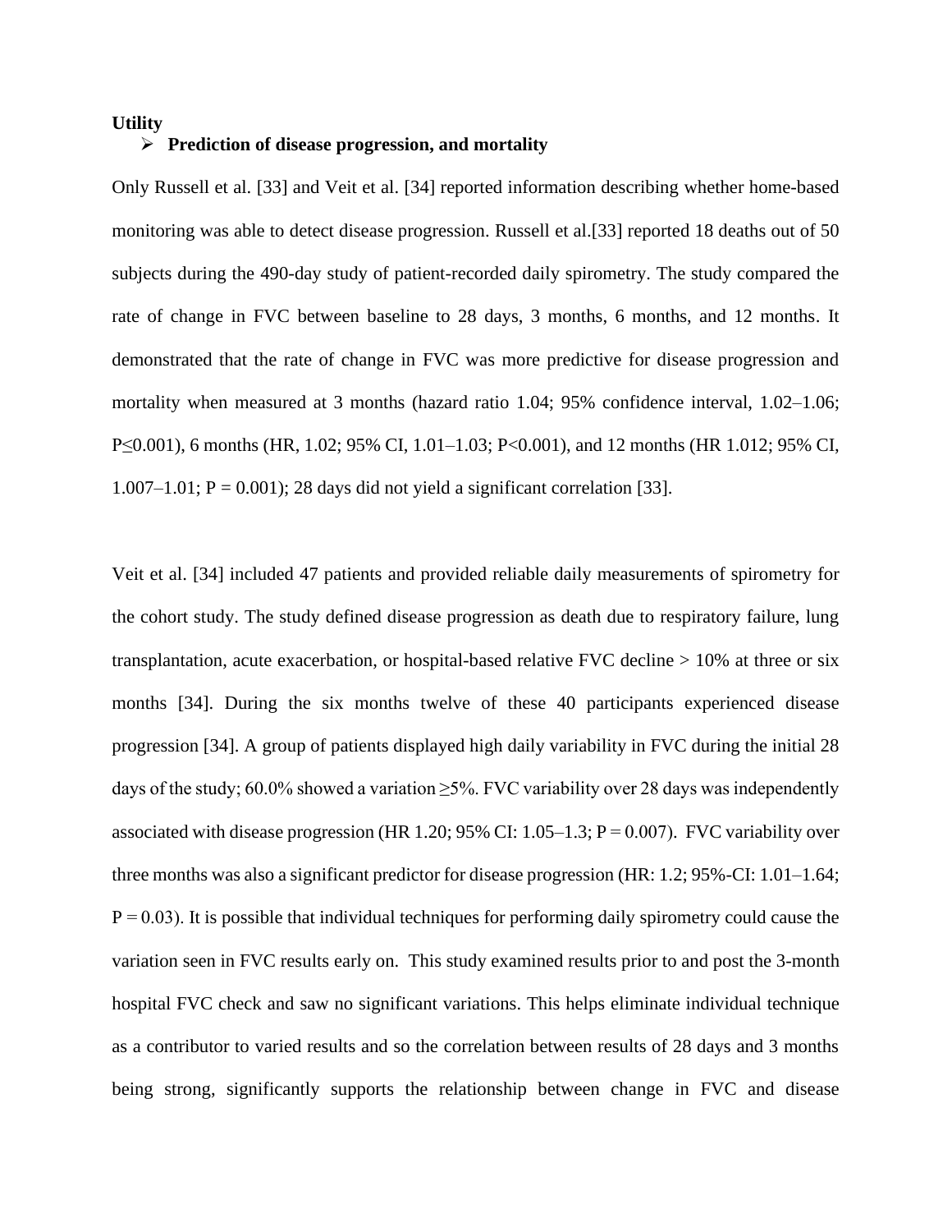**Utility**

- **Prediction of disease progression, and mortality**

Only Russell et al. [33] and Veit et al. [34] reported information describing whether home-based monitoring was able to detect disease progression. Russell et al.[33] reported 18 deaths out of 50 subjects during the 490-day study of patient-recorded daily spirometry. The study compared the rate of change in FVC between baseline to 28 days, 3 months, 6 months, and 12 months. It demonstrated that the rate of change in FVC was more predictive for disease progression and mortality when measured at 3 months (hazard ratio 1.04; 95% confidence interval, 1.02–1.06; P≤0.001), 6 months (HR, 1.02; 95% CI, 1.01–1.03; P<0.001), and 12 months (HR 1.012; 95% CI, 1.007–1.01; P = 0.001); 28 days did not yield a significant correlation [33].

Veit et al. [34] included 47 patients and provided reliable daily measurements of spirometry for the cohort study. The study defined disease progression as death due to respiratory failure, lung transplantation, acute exacerbation, or hospital-based relative FVC decline > 10% at three or six months [34]. During the six months twelve of these 40 participants experienced disease progression [34]. A group of patients displayed high daily variability in FVC during the initial 28 days of the study; 60.0% showed a variation ≥5%. FVC variability over 28 days was independently associated with disease progression (HR 1.20; 95% CI: 1.05–1.3; P = 0.007). FVC variability over three months was also a significant predictor for disease progression (HR: 1.2; 95%-CI: 1.01–1.64; P = 0.03). It is possible that individual techniques for performing daily spirometry could cause the variation seen in FVC results early on. This study examined results prior to and post the 3-month hospital FVC check and saw no significant variations. This helps eliminate individual technique as a contributor to varied results and so the correlation between results of 28 days and 3 months being strong, significantly supports the relationship between change in FVC and disease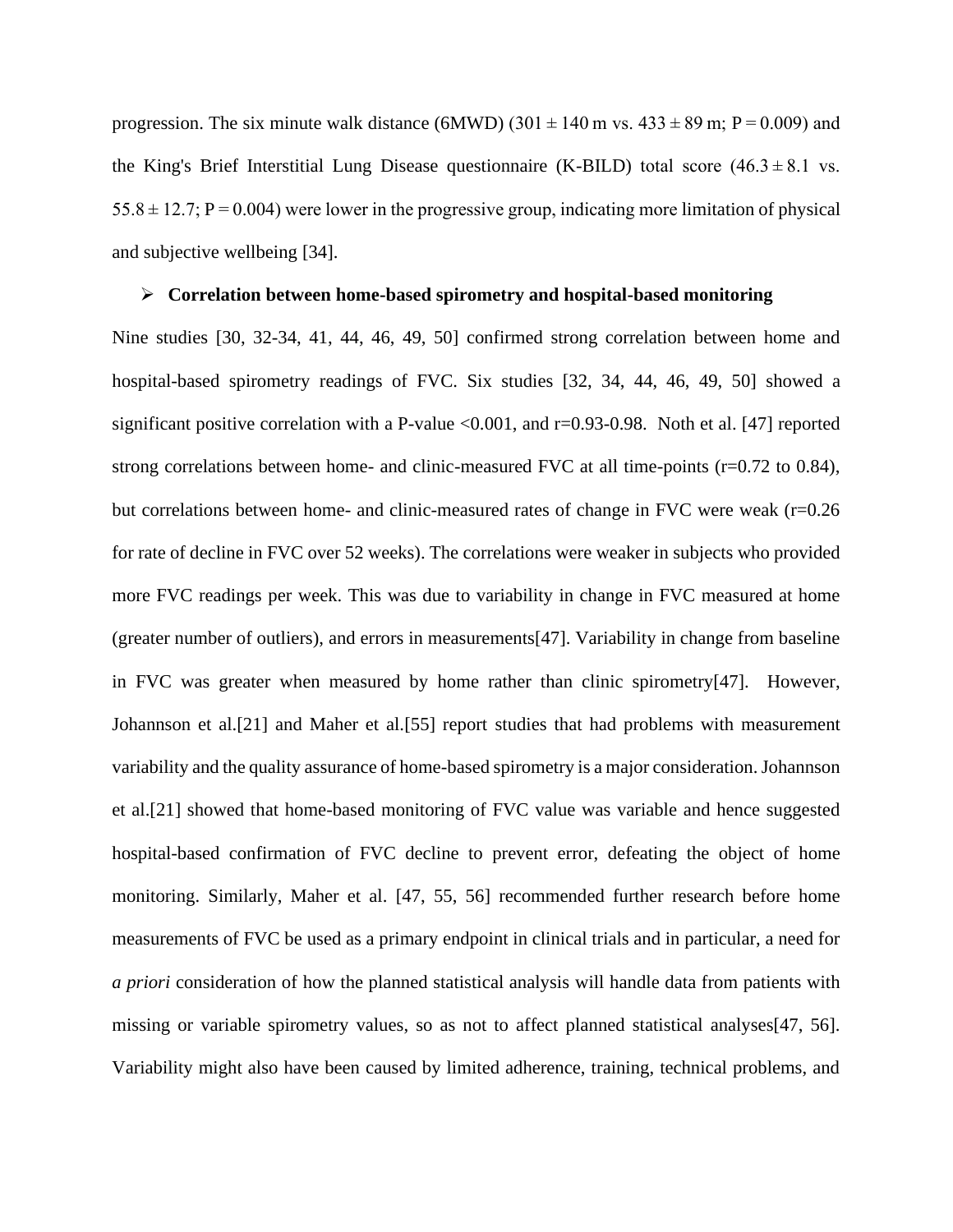progression. The six minute walk distance (6MWD) (301 ± 140 m vs. 433 ± 89 m; P = 0.009) and the King's Brief Interstitial Lung Disease questionnaire (K-BILD) total score (46.3 ± 8.1 vs. 55.8 ± 12.7; P = 0.004) were lower in the progressive group, indicating more limitation of physical and subjective wellbeing [34].

- **Correlation between home-based spirometry and hospital-based monitoring**

Nine studies [30, 32-34, 41, 44, 46, 49, 50] confirmed strong correlation between home and hospital-based spirometry readings of FVC. Six studies [32, 34, 44, 46, 49, 50] showed a significant positive correlation with a P-value <0.001, and r=0.93-0.98. Noth et al. [47] reported strong correlations between home- and clinic-measured FVC at all time-points (r=0.72 to 0.84), but correlations between home- and clinic-measured rates of change in FVC were weak (r=0.26 for rate of decline in FVC over 52 weeks). The correlations were weaker in subjects who provided more FVC readings per week. This was due to variability in change in FVC measured at home (greater number of outliers), and errors in measurements[47]. Variability in change from baseline in FVC was greater when measured by home rather than clinic spirometry[47]. However, Johannson et al.[21] and Maher et al.[55] report studies that had problems with measurement variability and the quality assurance of home-based spirometry is a major consideration. Johannson et al.[21] showed that home-based monitoring of FVC value was variable and hence suggested hospital-based confirmation of FVC decline to prevent error, defeating the object of home monitoring. Similarly, Maher et al. [47, 55, 56] recommended further research before home measurements of FVC be used as a primary endpoint in clinical trials and in particular, a need for *a priori* consideration of how the planned statistical analysis will handle data from patients with missing or variable spirometry values, so as not to affect planned statistical analyses[47, 56]. Variability might also have been caused by limited adherence, training, technical problems, and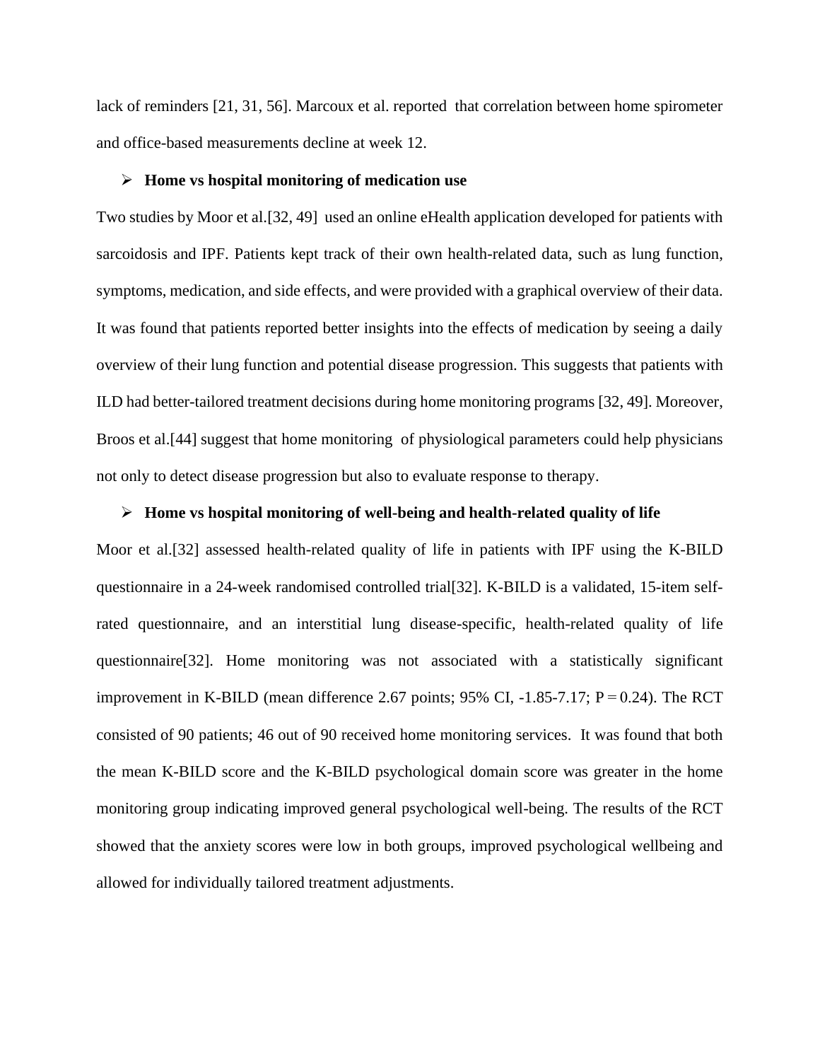lack of reminders [21, 31, 56]. Marcoux et al. reported that correlation between home spirometer and office-based measurements decline at week 12.

- **Home vs hospital monitoring of medication use**

Two studies by Moor et al.[32, 49] used an online eHealth application developed for patients with sarcoidosis and IPF. Patients kept track of their own health-related data, such as lung function, symptoms, medication, and side effects, and were provided with a graphical overview of their data. It was found that patients reported better insights into the effects of medication by seeing a daily overview of their lung function and potential disease progression. This suggests that patients with ILD had better-tailored treatment decisions during home monitoring programs [32, 49]. Moreover, Broos et al.[44] suggest that home monitoring of physiological parameters could help physicians not only to detect disease progression but also to evaluate response to therapy.

- **Home vs hospital monitoring of well-being and health-related quality of life**

Moor et al.[32] assessed health-related quality of life in patients with IPF using the K-BILD questionnaire in a 24-week randomised controlled trial[32]. K-BILD is a validated, 15-item self-rated questionnaire, and an interstitial lung disease-specific, health-related quality of life questionnaire[32]. Home monitoring was not associated with a statistically significant improvement in K-BILD (mean difference 2.67 points; 95% CI, -1.85-7.17; $P = 0.24$). The RCT consisted of 90 patients; 46 out of 90 received home monitoring services. It was found that both the mean K-BILD score and the K-BILD psychological domain score was greater in the home monitoring group indicating improved general psychological well-being. The results of the RCT showed that the anxiety scores were low in both groups, improved psychological wellbeing and allowed for individually tailored treatment adjustments.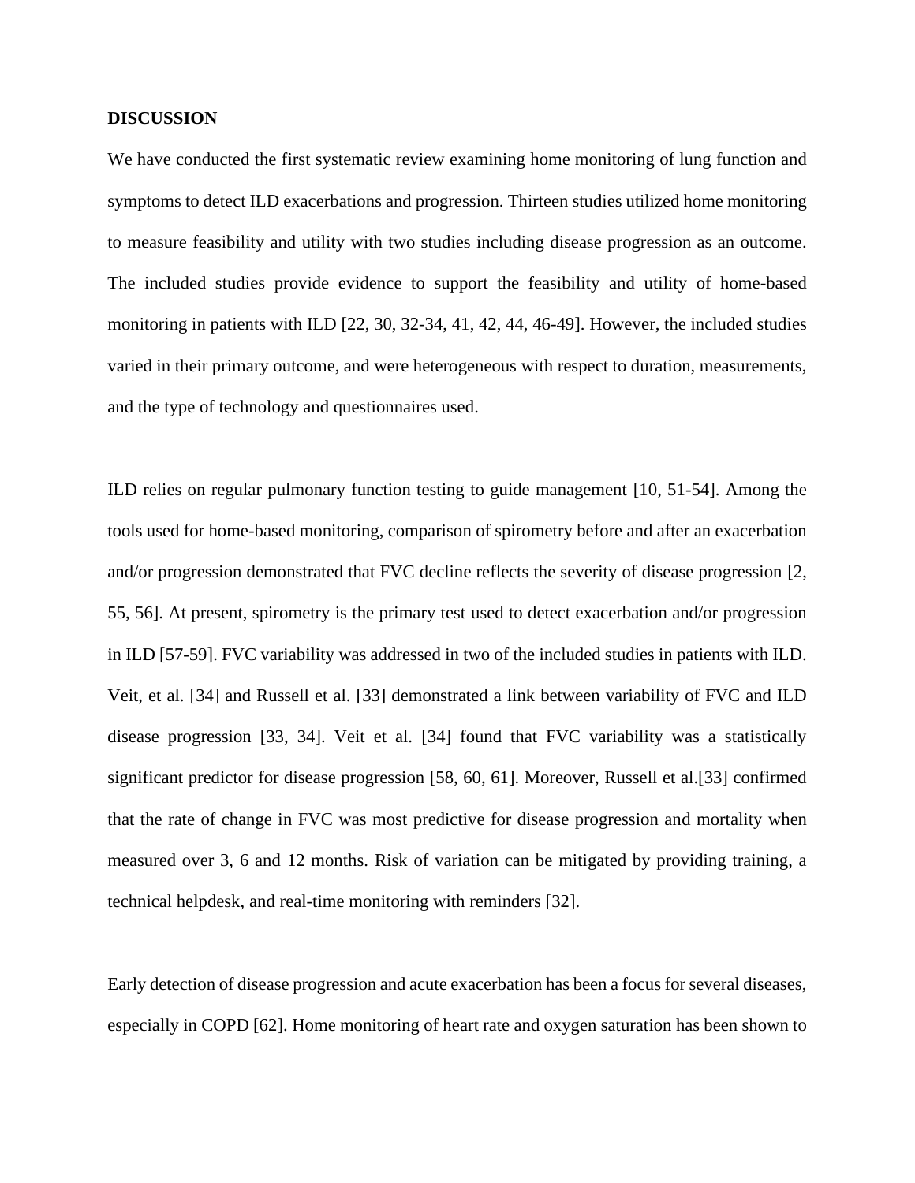## DISCUSSION

We have conducted the first systematic review examining home monitoring of lung function and symptoms to detect ILD exacerbations and progression. Thirteen studies utilized home monitoring to measure feasibility and utility with two studies including disease progression as an outcome. The included studies provide evidence to support the feasibility and utility of home-based monitoring in patients with ILD [22, 30, 32-34, 41, 42, 44, 46-49]. However, the included studies varied in their primary outcome, and were heterogeneous with respect to duration, measurements, and the type of technology and questionnaires used.

ILD relies on regular pulmonary function testing to guide management [10, 51-54]. Among the tools used for home-based monitoring, comparison of spirometry before and after an exacerbation and/or progression demonstrated that FVC decline reflects the severity of disease progression [2, 55, 56]. At present, spirometry is the primary test used to detect exacerbation and/or progression in ILD [57-59]. FVC variability was addressed in two of the included studies in patients with ILD. Veit, et al. [34] and Russell et al. [33] demonstrated a link between variability of FVC and ILD disease progression [33, 34]. Veit et al. [34] found that FVC variability was a statistically significant predictor for disease progression [58, 60, 61]. Moreover, Russell et al.[33] confirmed that the rate of change in FVC was most predictive for disease progression and mortality when measured over 3, 6 and 12 months. Risk of variation can be mitigated by providing training, a technical helpdesk, and real-time monitoring with reminders [32].

Early detection of disease progression and acute exacerbation has been a focus for several diseases, especially in COPD [62]. Home monitoring of heart rate and oxygen saturation has been shown to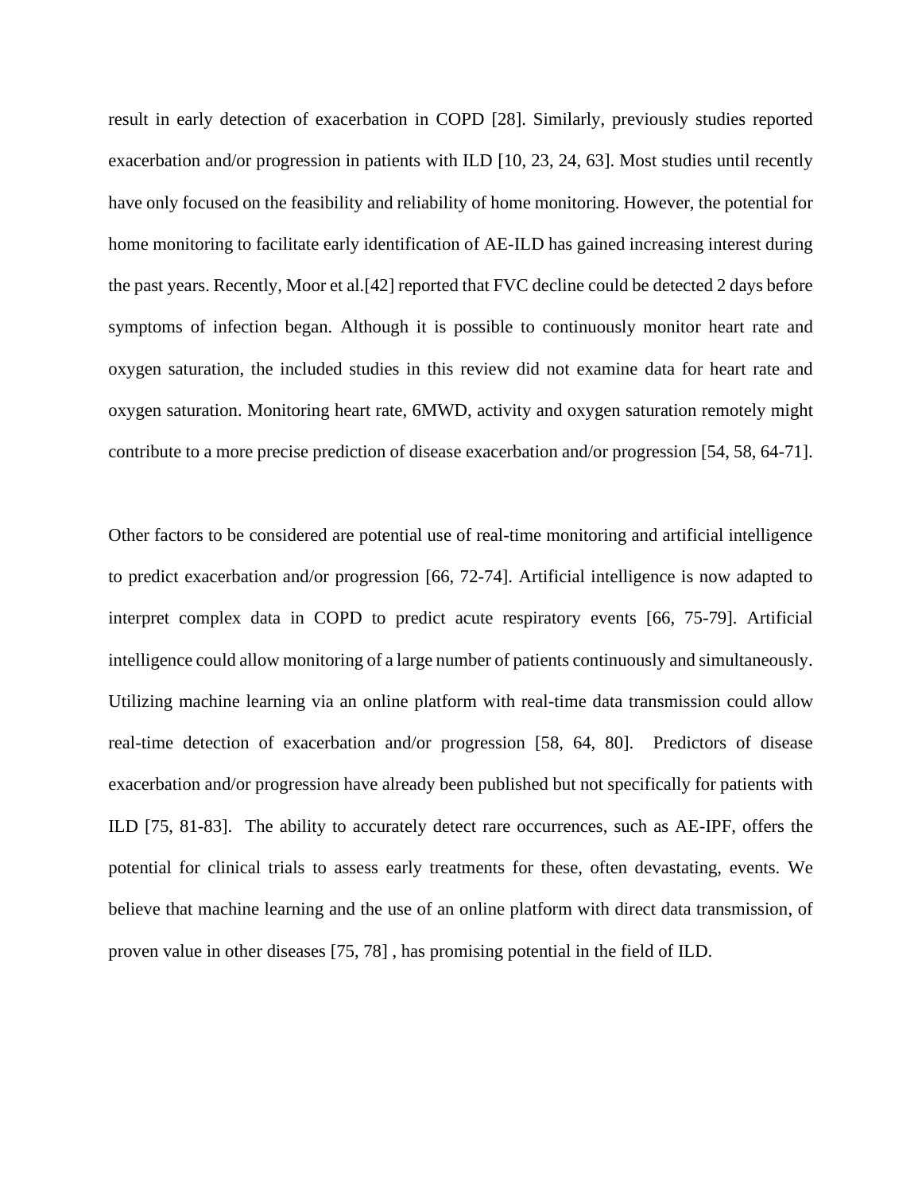result in early detection of exacerbation in COPD [28]. Similarly, previously studies reported exacerbation and/or progression in patients with ILD [10, 23, 24, 63]. Most studies until recently have only focused on the feasibility and reliability of home monitoring. However, the potential for home monitoring to facilitate early identification of AE-ILD has gained increasing interest during the past years. Recently, Moor et al.[42] reported that FVC decline could be detected 2 days before symptoms of infection began. Although it is possible to continuously monitor heart rate and oxygen saturation, the included studies in this review did not examine data for heart rate and oxygen saturation. Monitoring heart rate, 6MWD, activity and oxygen saturation remotely might contribute to a more precise prediction of disease exacerbation and/or progression [54, 58, 64-71].

Other factors to be considered are potential use of real-time monitoring and artificial intelligence to predict exacerbation and/or progression [66, 72-74]. Artificial intelligence is now adapted to interpret complex data in COPD to predict acute respiratory events [66, 75-79]. Artificial intelligence could allow monitoring of a large number of patients continuously and simultaneously. Utilizing machine learning via an online platform with real-time data transmission could allow real-time detection of exacerbation and/or progression [58, 64, 80]. Predictors of disease exacerbation and/or progression have already been published but not specifically for patients with ILD [75, 81-83]. The ability to accurately detect rare occurrences, such as AE-IPF, offers the potential for clinical trials to assess early treatments for these, often devastating, events. We believe that machine learning and the use of an online platform with direct data transmission, of proven value in other diseases [75, 78] , has promising potential in the field of ILD.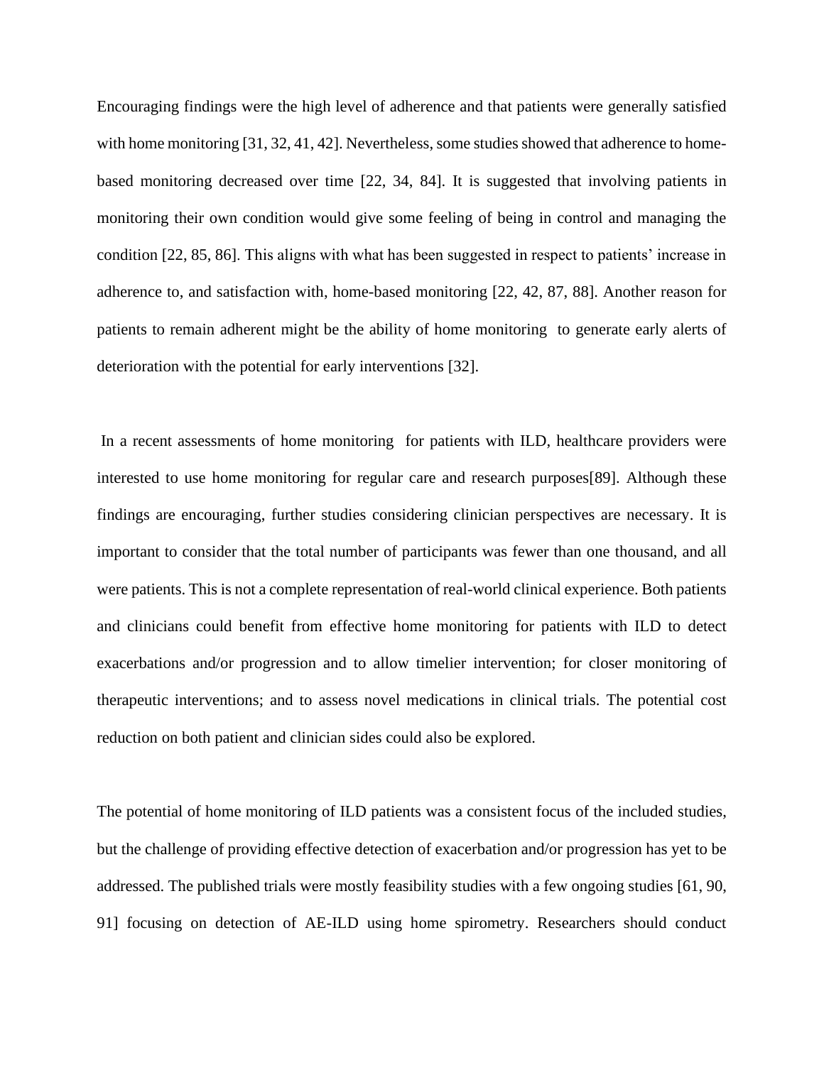Encouraging findings were the high level of adherence and that patients were generally satisfied with home monitoring [31, 32, 41, 42]. Nevertheless, some studies showed that adherence to home-based monitoring decreased over time [22, 34, 84]. It is suggested that involving patients in monitoring their own condition would give some feeling of being in control and managing the condition [22, 85, 86]. This aligns with what has been suggested in respect to patients' increase in adherence to, and satisfaction with, home-based monitoring [22, 42, 87, 88]. Another reason for patients to remain adherent might be the ability of home monitoring to generate early alerts of deterioration with the potential for early interventions [32].

In a recent assessments of home monitoring for patients with ILD, healthcare providers were interested to use home monitoring for regular care and research purposes[89]. Although these findings are encouraging, further studies considering clinician perspectives are necessary. It is important to consider that the total number of participants was fewer than one thousand, and all were patients. This is not a complete representation of real-world clinical experience. Both patients and clinicians could benefit from effective home monitoring for patients with ILD to detect exacerbations and/or progression and to allow timelier intervention; for closer monitoring of therapeutic interventions; and to assess novel medications in clinical trials. The potential cost reduction on both patient and clinician sides could also be explored.

The potential of home monitoring of ILD patients was a consistent focus of the included studies, but the challenge of providing effective detection of exacerbation and/or progression has yet to be addressed. The published trials were mostly feasibility studies with a few ongoing studies [61, 90, 91] focusing on detection of AE-ILD using home spirometry. Researchers should conduct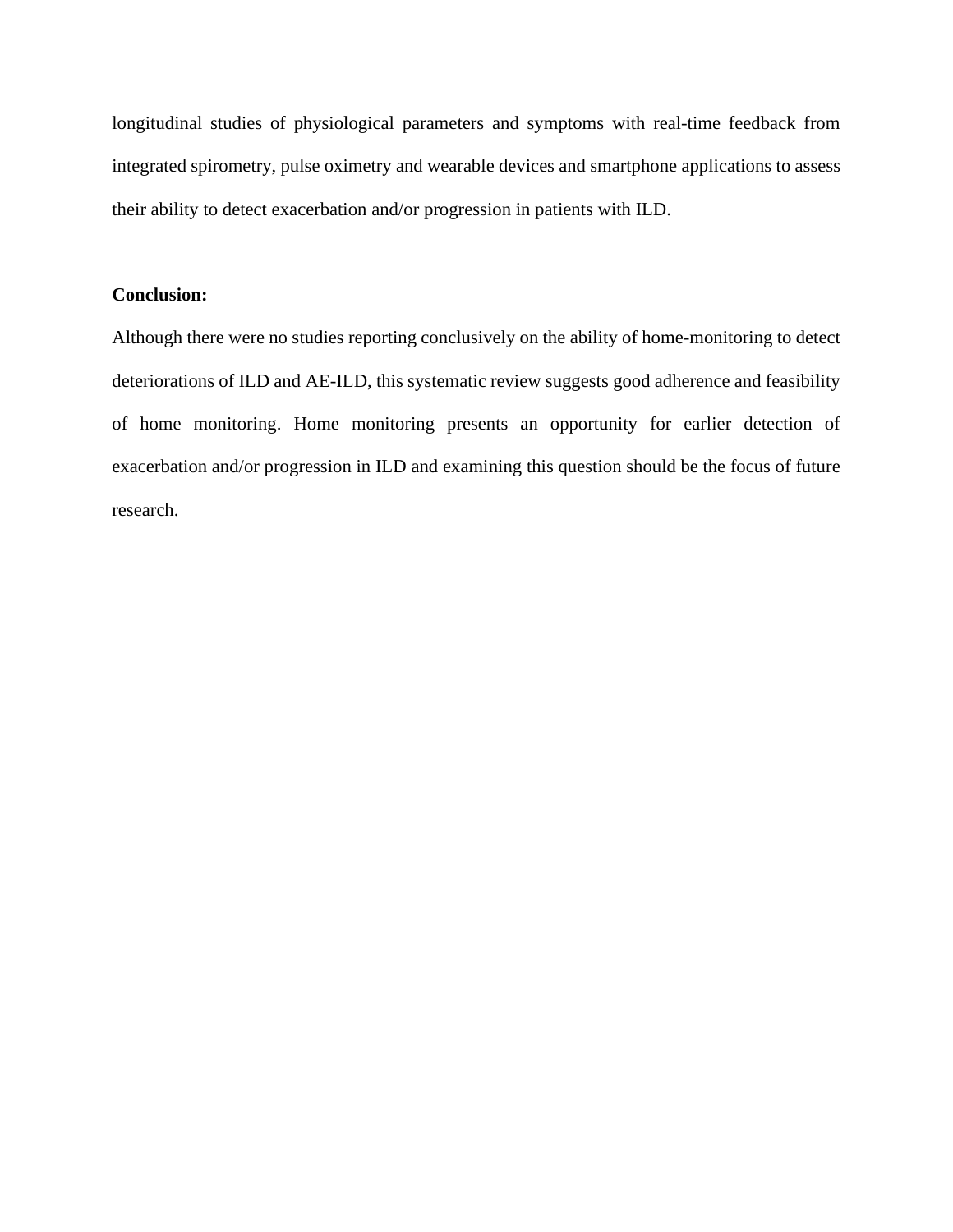longitudinal studies of physiological parameters and symptoms with real-time feedback from integrated spirometry, pulse oximetry and wearable devices and smartphone applications to assess their ability to detect exacerbation and/or progression in patients with ILD.

**Conclusion:**

Although there were no studies reporting conclusively on the ability of home-monitoring to detect deteriorations of ILD and AE-ILD, this systematic review suggests good adherence and feasibility of home monitoring. Home monitoring presents an opportunity for earlier detection of exacerbation and/or progression in ILD and examining this question should be the focus of future research.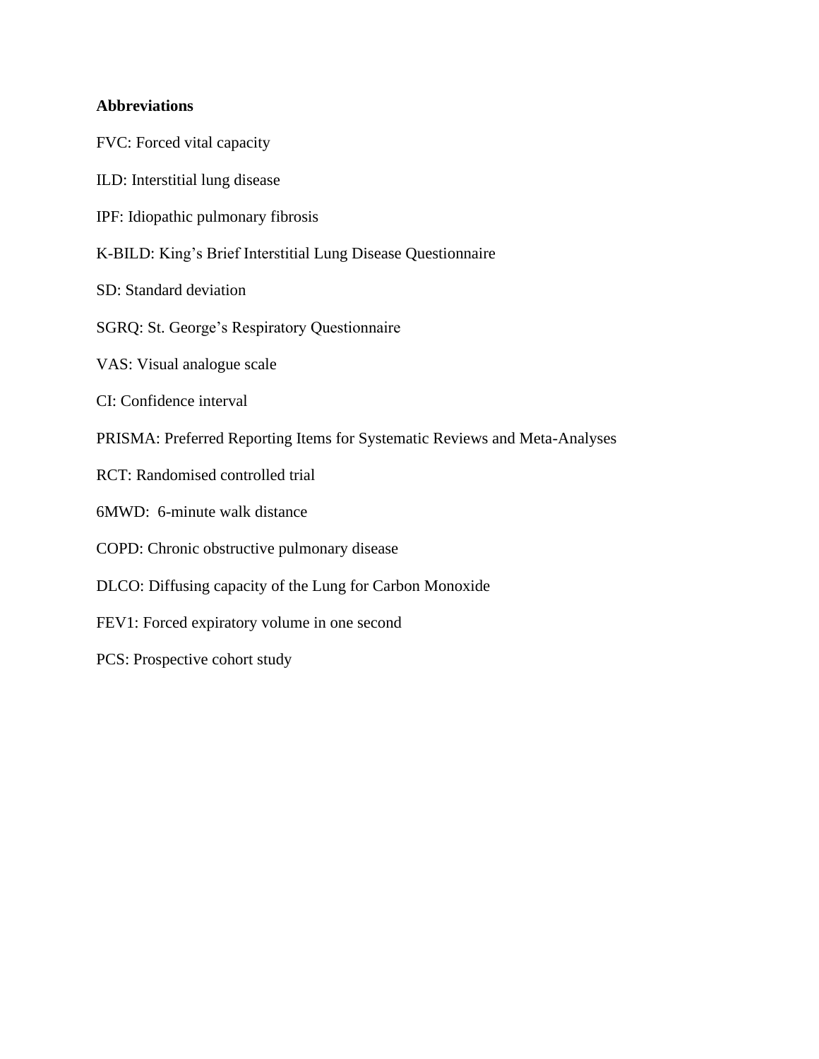**Abbreviations**

FVC: Forced vital capacity

ILD: Interstitial lung disease

IPF: Idiopathic pulmonary fibrosis

K-BILD: King's Brief Interstitial Lung Disease Questionnaire

SD: Standard deviation

SGRQ: St. George's Respiratory Questionnaire

VAS: Visual analogue scale

CI: Confidence interval

PRISMA: Preferred Reporting Items for Systematic Reviews and Meta-Analyses

RCT: Randomised controlled trial

6MWD: 6-minute walk distance

COPD: Chronic obstructive pulmonary disease

DLCO: Diffusing capacity of the Lung for Carbon Monoxide

FEV1: Forced expiratory volume in one second

PCS: Prospective cohort study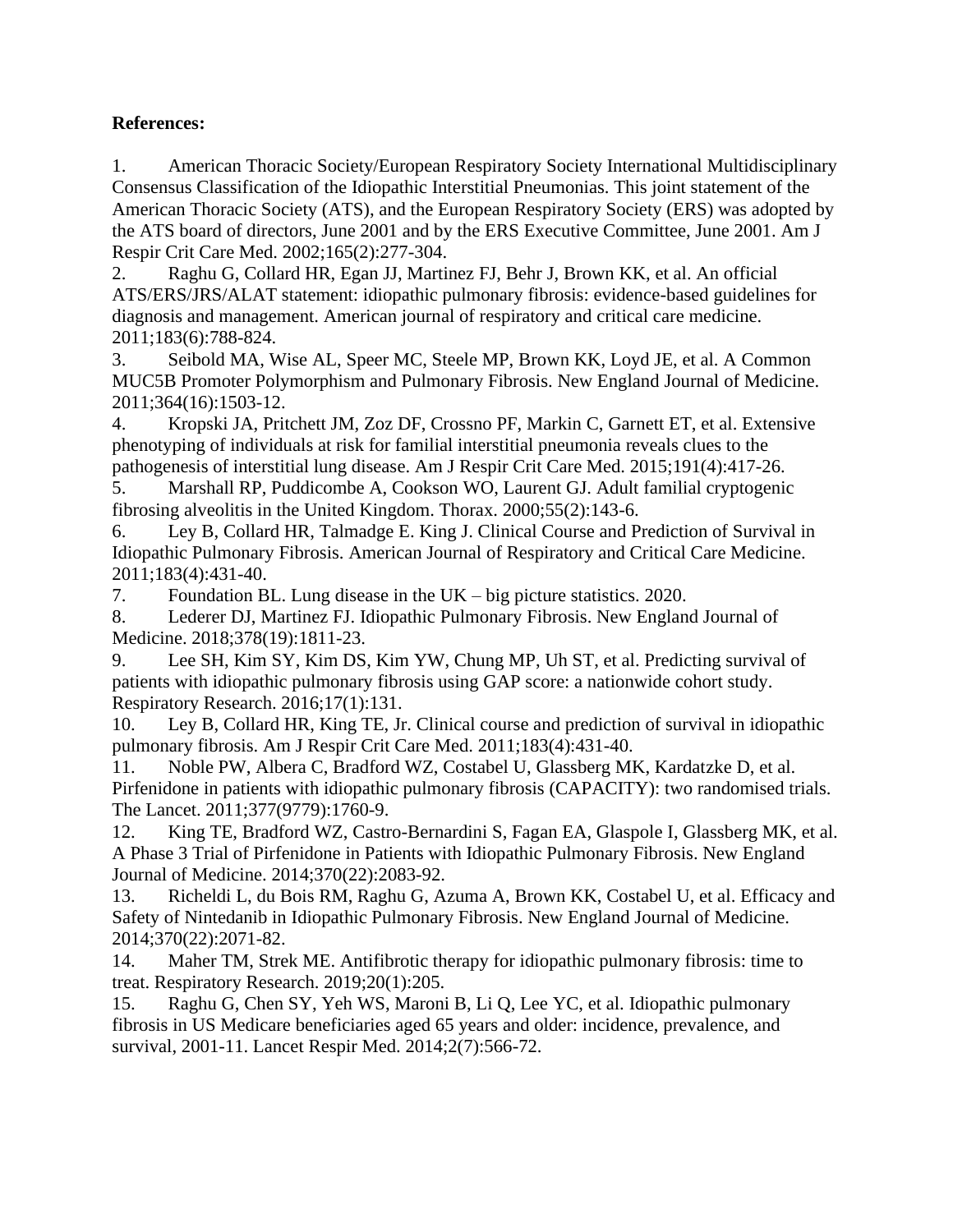**References:**

1. American Thoracic Society/European Respiratory Society International Multidisciplinary Consensus Classification of the Idiopathic Interstitial Pneumonias. This joint statement of the American Thoracic Society (ATS), and the European Respiratory Society (ERS) was adopted by the ATS board of directors, June 2001 and by the ERS Executive Committee, June 2001. Am J Respir Crit Care Med. 2002;165(2):277-304.
2. Raghu G, Collard HR, Egan JJ, Martinez FJ, Behr J, Brown KK, et al. An official ATS/ERS/JRS/ALAT statement: idiopathic pulmonary fibrosis: evidence-based guidelines for diagnosis and management. American journal of respiratory and critical care medicine. 2011;183(6):788-824.
3. Seibold MA, Wise AL, Speer MC, Steele MP, Brown KK, Loyd JE, et al. A Common MUC5B Promoter Polymorphism and Pulmonary Fibrosis. New England Journal of Medicine. 2011;364(16):1503-12.
4. Kropski JA, Pritchett JM, Zoz DF, Crossno PF, Markin C, Garnett ET, et al. Extensive phenotyping of individuals at risk for familial interstitial pneumonia reveals clues to the pathogenesis of interstitial lung disease. Am J Respir Crit Care Med. 2015;191(4):417-26.
5. Marshall RP, Puddicombe A, Cookson WO, Laurent GJ. Adult familial cryptogenic fibrosing alveolitis in the United Kingdom. Thorax. 2000;55(2):143-6.
6. Ley B, Collard HR, Talmadge E. King J. Clinical Course and Prediction of Survival in Idiopathic Pulmonary Fibrosis. American Journal of Respiratory and Critical Care Medicine. 2011;183(4):431-40.
7. Foundation BL. Lung disease in the UK – big picture statistics. 2020.
8. Lederer DJ, Martinez FJ. Idiopathic Pulmonary Fibrosis. New England Journal of Medicine. 2018;378(19):1811-23.
9. Lee SH, Kim SY, Kim DS, Kim YW, Chung MP, Uh ST, et al. Predicting survival of patients with idiopathic pulmonary fibrosis using GAP score: a nationwide cohort study. Respiratory Research. 2016;17(1):131.
10. Ley B, Collard HR, King TE, Jr. Clinical course and prediction of survival in idiopathic pulmonary fibrosis. Am J Respir Crit Care Med. 2011;183(4):431-40.
11. Noble PW, Albera C, Bradford WZ, Costabel U, Glassberg MK, Kardatzke D, et al. Pirfenidone in patients with idiopathic pulmonary fibrosis (CAPACITY): two randomised trials. The Lancet. 2011;377(9779):1760-9.
12. King TE, Bradford WZ, Castro-Bernardini S, Fagan EA, Glaspole I, Glassberg MK, et al. A Phase 3 Trial of Pirfenidone in Patients with Idiopathic Pulmonary Fibrosis. New England Journal of Medicine. 2014;370(22):2083-92.
13. Richeldi L, du Bois RM, Raghu G, Azuma A, Brown KK, Costabel U, et al. Efficacy and Safety of Nintedanib in Idiopathic Pulmonary Fibrosis. New England Journal of Medicine. 2014;370(22):2071-82.
14. Maher TM, Strek ME. Antifibrotic therapy for idiopathic pulmonary fibrosis: time to treat. Respiratory Research. 2019;20(1):205.
15. Raghu G, Chen SY, Yeh WS, Maroni B, Li Q, Lee YC, et al. Idiopathic pulmonary fibrosis in US Medicare beneficiaries aged 65 years and older: incidence, prevalence, and survival, 2001-11. Lancet Respir Med. 2014;2(7):566-72.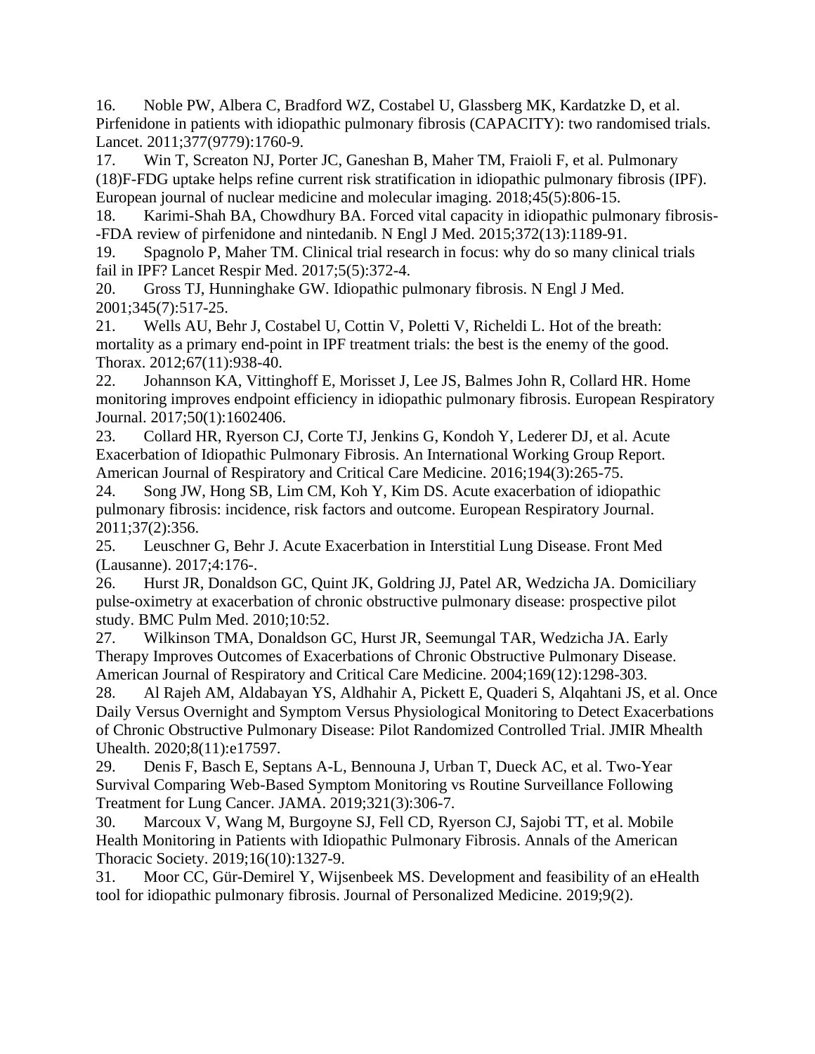16. Noble PW, Albera C, Bradford WZ, Costabel U, Glassberg MK, Kardatzke D, et al. Pirfenidone in patients with idiopathic pulmonary fibrosis (CAPACITY): two randomised trials. Lancet. 2011;377(9779):1760-9.

17. Win T, Screaton NJ, Porter JC, Ganeshan B, Maher TM, Fraioli F, et al. Pulmonary (18)F-FDG uptake helps refine current risk stratification in idiopathic pulmonary fibrosis (IPF). European journal of nuclear medicine and molecular imaging. 2018;45(5):806-15.

18. Karimi-Shah BA, Chowdhury BA. Forced vital capacity in idiopathic pulmonary fibrosis--FDA review of pirfenidone and nintedanib. N Engl J Med. 2015;372(13):1189-91.

19. Spagnolo P, Maher TM. Clinical trial research in focus: why do so many clinical trials fail in IPF? Lancet Respir Med. 2017;5(5):372-4.

20. Gross TJ, Hunninghake GW. Idiopathic pulmonary fibrosis. N Engl J Med. 2001;345(7):517-25.

21. Wells AU, Behr J, Costabel U, Cottin V, Poletti V, Richeldi L. Hot of the breath: mortality as a primary end-point in IPF treatment trials: the best is the enemy of the good. Thorax. 2012;67(11):938-40.

22. Johannson KA, Vittinghoff E, Morisset J, Lee JS, Balmes John R, Collard HR. Home monitoring improves endpoint efficiency in idiopathic pulmonary fibrosis. European Respiratory Journal. 2017;50(1):1602406.

23. Collard HR, Ryerson CJ, Corte TJ, Jenkins G, Kondoh Y, Lederer DJ, et al. Acute Exacerbation of Idiopathic Pulmonary Fibrosis. An International Working Group Report. American Journal of Respiratory and Critical Care Medicine. 2016;194(3):265-75.

24. Song JW, Hong SB, Lim CM, Koh Y, Kim DS. Acute exacerbation of idiopathic pulmonary fibrosis: incidence, risk factors and outcome. European Respiratory Journal. 2011;37(2):356.

25. Leuschner G, Behr J. Acute Exacerbation in Interstitial Lung Disease. Front Med (Lausanne). 2017;4:176-.

26. Hurst JR, Donaldson GC, Quint JK, Goldring JJ, Patel AR, Wedzicha JA. Domiciliary pulse-oximetry at exacerbation of chronic obstructive pulmonary disease: prospective pilot study. BMC Pulm Med. 2010;10:52.

27. Wilkinson TMA, Donaldson GC, Hurst JR, Seemungal TAR, Wedzicha JA. Early Therapy Improves Outcomes of Exacerbations of Chronic Obstructive Pulmonary Disease. American Journal of Respiratory and Critical Care Medicine. 2004;169(12):1298-303.

28. Al Rajeh AM, Aldabayan YS, Aldhahir A, Pickett E, Quaderi S, Alqahtani JS, et al. Once Daily Versus Overnight and Symptom Versus Physiological Monitoring to Detect Exacerbations of Chronic Obstructive Pulmonary Disease: Pilot Randomized Controlled Trial. JMIR Mhealth Uhealth. 2020;8(11):e17597.

29. Denis F, Basch E, Septans A-L, Bennouna J, Urban T, Dueck AC, et al. Two-Year Survival Comparing Web-Based Symptom Monitoring vs Routine Surveillance Following Treatment for Lung Cancer. JAMA. 2019;321(3):306-7.

30. Marcoux V, Wang M, Burgoyne SJ, Fell CD, Ryerson CJ, Sajobi TT, et al. Mobile Health Monitoring in Patients with Idiopathic Pulmonary Fibrosis. Annals of the American Thoracic Society. 2019;16(10):1327-9.

31. Moor CC, Gür-Demirel Y, Wijsenbeek MS. Development and feasibility of an eHealth tool for idiopathic pulmonary fibrosis. Journal of Personalized Medicine. 2019;9(2).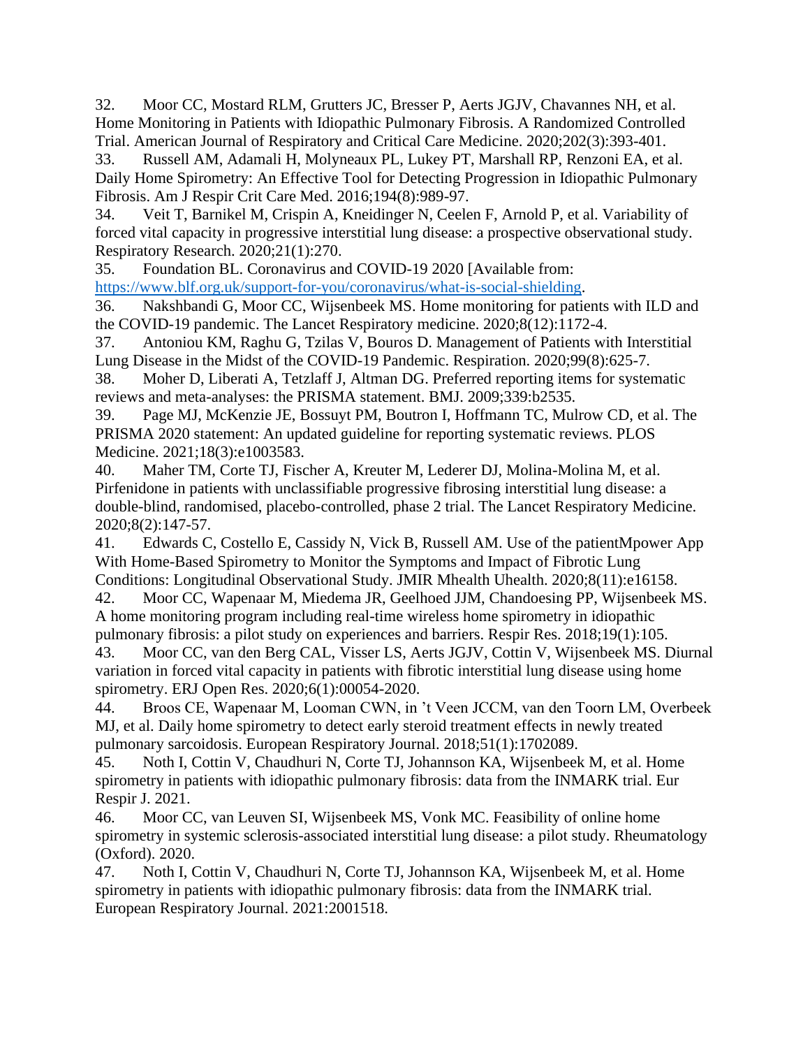32. Moor CC, Mostard RLM, Grutters JC, Bresser P, Aerts JGJV, Chavannes NH, et al. Home Monitoring in Patients with Idiopathic Pulmonary Fibrosis. A Randomized Controlled Trial. American Journal of Respiratory and Critical Care Medicine. 2020;202(3):393-401.

33. Russell AM, Adamali H, Molyneaux PL, Lukey PT, Marshall RP, Renzoni EA, et al. Daily Home Spirometry: An Effective Tool for Detecting Progression in Idiopathic Pulmonary Fibrosis. Am J Respir Crit Care Med. 2016;194(8):989-97.

34. Veit T, Barnikel M, Crispin A, Kneidinger N, Ceelen F, Arnold P, et al. Variability of forced vital capacity in progressive interstitial lung disease: a prospective observational study. Respiratory Research. 2020;21(1):270.

35. Foundation BL. Coronavirus and COVID-19 2020 [Available from: https://www.blf.org.uk/support-for-you/coronavirus/what-is-social-shielding.

36. Nakshbandi G, Moor CC, Wijsenbeek MS. Home monitoring for patients with ILD and the COVID-19 pandemic. The Lancet Respiratory medicine. 2020;8(12):1172-4.

37. Antoniou KM, Raghu G, Tzilas V, Bouros D. Management of Patients with Interstitial Lung Disease in the Midst of the COVID-19 Pandemic. Respiration. 2020;99(8):625-7.

38. Moher D, Liberati A, Tetzlaff J, Altman DG. Preferred reporting items for systematic reviews and meta-analyses: the PRISMA statement. BMJ. 2009;339:b2535.

39. Page MJ, McKenzie JE, Bossuyt PM, Boutron I, Hoffmann TC, Mulrow CD, et al. The PRISMA 2020 statement: An updated guideline for reporting systematic reviews. PLOS Medicine. 2021;18(3):e1003583.

40. Maher TM, Corte TJ, Fischer A, Kreuter M, Lederer DJ, Molina-Molina M, et al. Pirfenidone in patients with unclassifiable progressive fibrosing interstitial lung disease: a double-blind, randomised, placebo-controlled, phase 2 trial. The Lancet Respiratory Medicine. 2020;8(2):147-57.

41. Edwards C, Costello E, Cassidy N, Vick B, Russell AM. Use of the patientMpower App With Home-Based Spirometry to Monitor the Symptoms and Impact of Fibrotic Lung Conditions: Longitudinal Observational Study. JMIR Mhealth Uhealth. 2020;8(11):e16158.

42. Moor CC, Wapenaar M, Miedema JR, Geelhoed JJM, Chandoesing PP, Wijsenbeek MS. A home monitoring program including real-time wireless home spirometry in idiopathic pulmonary fibrosis: a pilot study on experiences and barriers. Respir Res. 2018;19(1):105.

43. Moor CC, van den Berg CAL, Visser LS, Aerts JGJV, Cottin V, Wijsenbeek MS. Diurnal variation in forced vital capacity in patients with fibrotic interstitial lung disease using home spirometry. ERJ Open Res. 2020;6(1):00054-2020.

44. Broos CE, Wapenaar M, Looman CWN, in 't Veen JCCM, van den Toorn LM, Overbeek MJ, et al. Daily home spirometry to detect early steroid treatment effects in newly treated pulmonary sarcoidosis. European Respiratory Journal. 2018;51(1):1702089.

45. Noth I, Cottin V, Chaudhuri N, Corte TJ, Johannson KA, Wijsenbeek M, et al. Home spirometry in patients with idiopathic pulmonary fibrosis: data from the INMARK trial. Eur Respir J. 2021.

46. Moor CC, van Leuven SI, Wijsenbeek MS, Vonk MC. Feasibility of online home spirometry in systemic sclerosis-associated interstitial lung disease: a pilot study. Rheumatology (Oxford). 2020.

47. Noth I, Cottin V, Chaudhuri N, Corte TJ, Johannson KA, Wijsenbeek M, et al. Home spirometry in patients with idiopathic pulmonary fibrosis: data from the INMARK trial. European Respiratory Journal. 2021:2001518.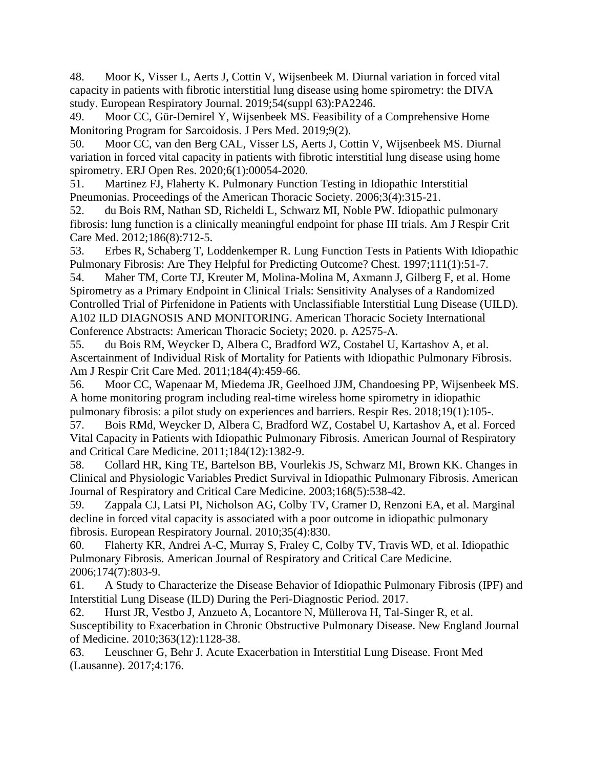48. Moor K, Visser L, Aerts J, Cottin V, Wijsenbeek M. Diurnal variation in forced vital capacity in patients with fibrotic interstitial lung disease using home spirometry: the DIVA study. European Respiratory Journal. 2019;54(suppl 63):PA2246.

49. Moor CC, Gür-Demirel Y, Wijsenbeek MS. Feasibility of a Comprehensive Home Monitoring Program for Sarcoidosis. J Pers Med. 2019;9(2).

50. Moor CC, van den Berg CAL, Visser LS, Aerts J, Cottin V, Wijsenbeek MS. Diurnal variation in forced vital capacity in patients with fibrotic interstitial lung disease using home spirometry. ERJ Open Res. 2020;6(1):00054-2020.

51. Martinez FJ, Flaherty K. Pulmonary Function Testing in Idiopathic Interstitial Pneumonias. Proceedings of the American Thoracic Society. 2006;3(4):315-21.

52. du Bois RM, Nathan SD, Richeldi L, Schwarz MI, Noble PW. Idiopathic pulmonary fibrosis: lung function is a clinically meaningful endpoint for phase III trials. Am J Respir Crit Care Med. 2012;186(8):712-5.

53. Erbes R, Schaberg T, Loddenkemper R. Lung Function Tests in Patients With Idiopathic Pulmonary Fibrosis: Are They Helpful for Predicting Outcome? Chest. 1997;111(1):51-7.

54. Maher TM, Corte TJ, Kreuter M, Molina-Molina M, Axmann J, Gilberg F, et al. Home Spirometry as a Primary Endpoint in Clinical Trials: Sensitivity Analyses of a Randomized Controlled Trial of Pirfenidone in Patients with Unclassifiable Interstitial Lung Disease (UILD). A102 ILD DIAGNOSIS AND MONITORING. American Thoracic Society International Conference Abstracts: American Thoracic Society; 2020. p. A2575-A.

55. du Bois RM, Weycker D, Albera C, Bradford WZ, Costabel U, Kartashov A, et al. Ascertainment of Individual Risk of Mortality for Patients with Idiopathic Pulmonary Fibrosis. Am J Respir Crit Care Med. 2011;184(4):459-66.

56. Moor CC, Wapenaar M, Miedema JR, Geelhoed JJM, Chandoesing PP, Wijsenbeek MS. A home monitoring program including real-time wireless home spirometry in idiopathic pulmonary fibrosis: a pilot study on experiences and barriers. Respir Res. 2018;19(1):105-.

57. Bois RMd, Weycker D, Albera C, Bradford WZ, Costabel U, Kartashov A, et al. Forced Vital Capacity in Patients with Idiopathic Pulmonary Fibrosis. American Journal of Respiratory and Critical Care Medicine. 2011;184(12):1382-9.

58. Collard HR, King TE, Bartelson BB, Vourlekis JS, Schwarz MI, Brown KK. Changes in Clinical and Physiologic Variables Predict Survival in Idiopathic Pulmonary Fibrosis. American Journal of Respiratory and Critical Care Medicine. 2003;168(5):538-42.

59. Zappala CJ, Latsi PI, Nicholson AG, Colby TV, Cramer D, Renzoni EA, et al. Marginal decline in forced vital capacity is associated with a poor outcome in idiopathic pulmonary fibrosis. European Respiratory Journal. 2010;35(4):830.

60. Flaherty KR, Andrei A-C, Murray S, Fraley C, Colby TV, Travis WD, et al. Idiopathic Pulmonary Fibrosis. American Journal of Respiratory and Critical Care Medicine. 2006;174(7):803-9.

61. A Study to Characterize the Disease Behavior of Idiopathic Pulmonary Fibrosis (IPF) and Interstitial Lung Disease (ILD) During the Peri-Diagnostic Period. 2017.

62. Hurst JR, Vestbo J, Anzueto A, Locantore N, Müllerova H, Tal-Singer R, et al. Susceptibility to Exacerbation in Chronic Obstructive Pulmonary Disease. New England Journal of Medicine. 2010;363(12):1128-38.

63. Leuschner G, Behr J. Acute Exacerbation in Interstitial Lung Disease. Front Med (Lausanne). 2017;4:176.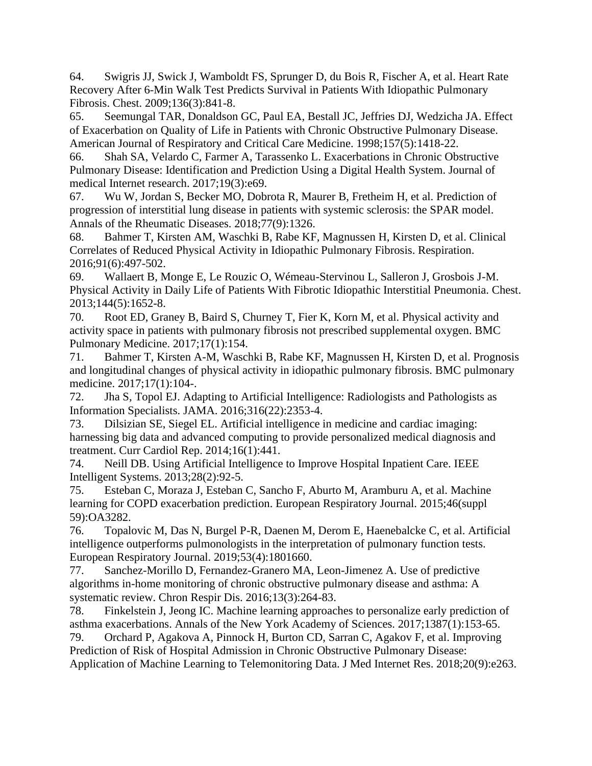64. Swigris JJ, Swick J, Wamboldt FS, Sprunger D, du Bois R, Fischer A, et al. Heart Rate Recovery After 6-Min Walk Test Predicts Survival in Patients With Idiopathic Pulmonary Fibrosis. Chest. 2009;136(3):841-8.

65. Seemungal TAR, Donaldson GC, Paul EA, Bestall JC, Jeffries DJ, Wedzicha JA. Effect of Exacerbation on Quality of Life in Patients with Chronic Obstructive Pulmonary Disease. American Journal of Respiratory and Critical Care Medicine. 1998;157(5):1418-22.

66. Shah SA, Velardo C, Farmer A, Tarassenko L. Exacerbations in Chronic Obstructive Pulmonary Disease: Identification and Prediction Using a Digital Health System. Journal of medical Internet research. 2017;19(3):e69.

67. Wu W, Jordan S, Becker MO, Dobrota R, Maurer B, Fretheim H, et al. Prediction of progression of interstitial lung disease in patients with systemic sclerosis: the SPAR model. Annals of the Rheumatic Diseases. 2018;77(9):1326.

68. Bahmer T, Kirsten AM, Waschki B, Rabe KF, Magnussen H, Kirsten D, et al. Clinical Correlates of Reduced Physical Activity in Idiopathic Pulmonary Fibrosis. Respiration. 2016;91(6):497-502.

69. Wallaert B, Monge E, Le Rouzic O, Wémeau-Stervinou L, Salleron J, Grosbois J-M. Physical Activity in Daily Life of Patients With Fibrotic Idiopathic Interstitial Pneumonia. Chest. 2013;144(5):1652-8.

70. Root ED, Graney B, Baird S, Churney T, Fier K, Korn M, et al. Physical activity and activity space in patients with pulmonary fibrosis not prescribed supplemental oxygen. BMC Pulmonary Medicine. 2017;17(1):154.

71. Bahmer T, Kirsten A-M, Waschki B, Rabe KF, Magnussen H, Kirsten D, et al. Prognosis and longitudinal changes of physical activity in idiopathic pulmonary fibrosis. BMC pulmonary medicine. 2017;17(1):104-.

72. Jha S, Topol EJ. Adapting to Artificial Intelligence: Radiologists and Pathologists as Information Specialists. JAMA. 2016;316(22):2353-4.

73. Dilsizian SE, Siegel EL. Artificial intelligence in medicine and cardiac imaging: harnessing big data and advanced computing to provide personalized medical diagnosis and treatment. Curr Cardiol Rep. 2014;16(1):441.

74. Neill DB. Using Artificial Intelligence to Improve Hospital Inpatient Care. IEEE Intelligent Systems. 2013;28(2):92-5.

75. Esteban C, Moraza J, Esteban C, Sancho F, Aburto M, Aramburu A, et al. Machine learning for COPD exacerbation prediction. European Respiratory Journal. 2015;46(suppl 59):OA3282.

76. Topalovic M, Das N, Burgel P-R, Daenen M, Derom E, Haenebalcke C, et al. Artificial intelligence outperforms pulmonologists in the interpretation of pulmonary function tests. European Respiratory Journal. 2019;53(4):1801660.

77. Sanchez-Morillo D, Fernandez-Granero MA, Leon-Jimenez A. Use of predictive algorithms in-home monitoring of chronic obstructive pulmonary disease and asthma: A systematic review. Chron Respir Dis. 2016;13(3):264-83.

78. Finkelstein J, Jeong IC. Machine learning approaches to personalize early prediction of asthma exacerbations. Annals of the New York Academy of Sciences. 2017;1387(1):153-65.

79. Orchard P, Agakova A, Pinnock H, Burton CD, Sarran C, Agakov F, et al. Improving Prediction of Risk of Hospital Admission in Chronic Obstructive Pulmonary Disease: Application of Machine Learning to Telemonitoring Data. J Med Internet Res. 2018;20(9):e263.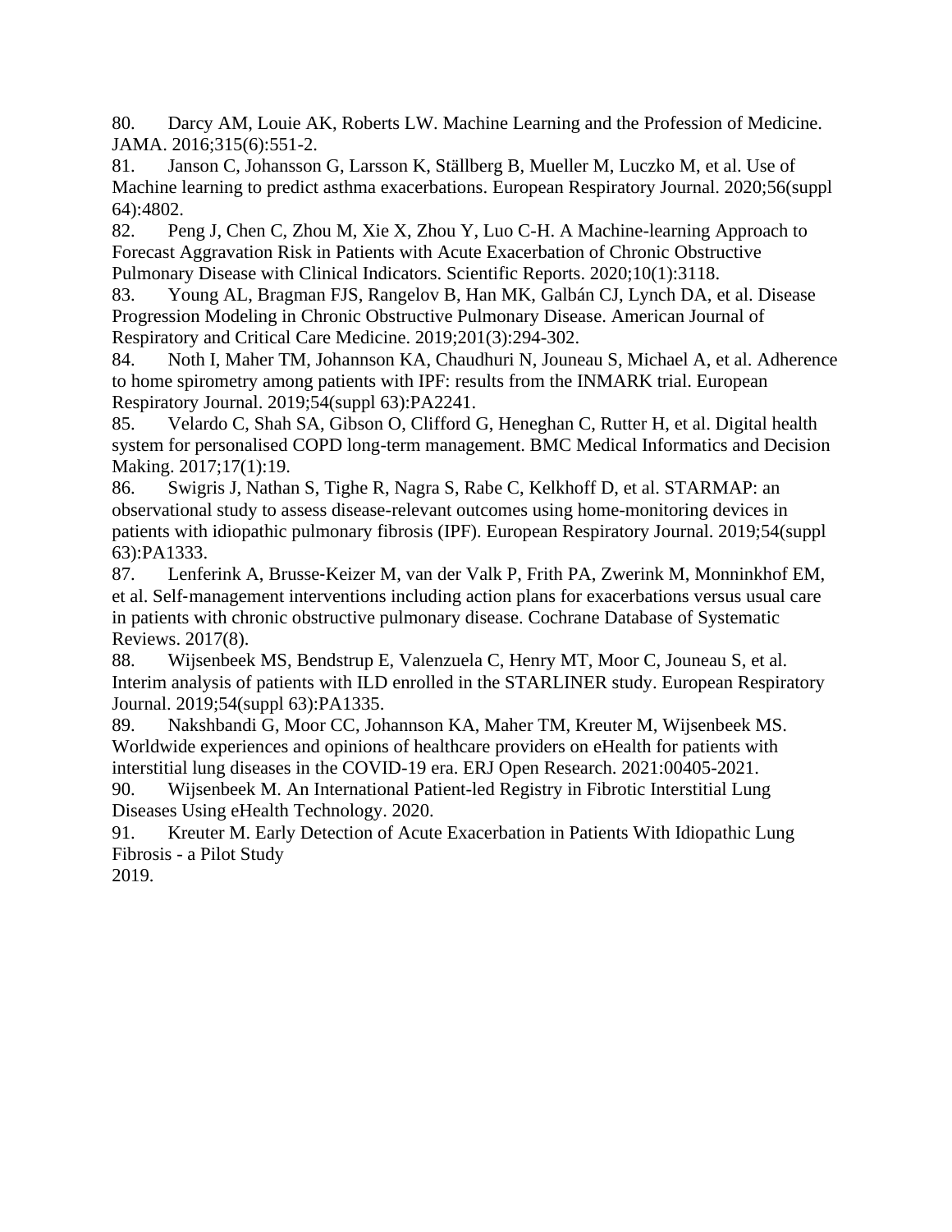80. Darcy AM, Louie AK, Roberts LW. Machine Learning and the Profession of Medicine. JAMA. 2016;315(6):551-2.

81. Janson C, Johansson G, Larsson K, Ställberg B, Mueller M, Luczko M, et al. Use of Machine learning to predict asthma exacerbations. European Respiratory Journal. 2020;56(suppl 64):4802.

82. Peng J, Chen C, Zhou M, Xie X, Zhou Y, Luo C-H. A Machine-learning Approach to Forecast Aggravation Risk in Patients with Acute Exacerbation of Chronic Obstructive Pulmonary Disease with Clinical Indicators. Scientific Reports. 2020;10(1):3118.

83. Young AL, Bragman FJS, Rangelov B, Han MK, Galbán CJ, Lynch DA, et al. Disease Progression Modeling in Chronic Obstructive Pulmonary Disease. American Journal of Respiratory and Critical Care Medicine. 2019;201(3):294-302.

84. Noth I, Maher TM, Johannson KA, Chaudhuri N, Jouneau S, Michael A, et al. Adherence to home spirometry among patients with IPF: results from the INMARK trial. European Respiratory Journal. 2019;54(suppl 63):PA2241.

85. Velardo C, Shah SA, Gibson O, Clifford G, Heneghan C, Rutter H, et al. Digital health system for personalised COPD long-term management. BMC Medical Informatics and Decision Making. 2017;17(1):19.

86. Swigris J, Nathan S, Tighe R, Nagra S, Rabe C, Kelkhoff D, et al. STARMAP: an observational study to assess disease-relevant outcomes using home-monitoring devices in patients with idiopathic pulmonary fibrosis (IPF). European Respiratory Journal. 2019;54(suppl 63):PA1333.

87. Lenferink A, Brusse-Keizer M, van der Valk P, Frith PA, Zwerink M, Monninkhof EM, et al. Self-management interventions including action plans for exacerbations versus usual care in patients with chronic obstructive pulmonary disease. Cochrane Database of Systematic Reviews. 2017(8).

88. Wijsenbeek MS, Bendstrup E, Valenzuela C, Henry MT, Moor C, Jouneau S, et al. Interim analysis of patients with ILD enrolled in the STARLINER study. European Respiratory Journal. 2019;54(suppl 63):PA1335.

89. Nakshbandi G, Moor CC, Johannson KA, Maher TM, Kreuter M, Wijsenbeek MS. Worldwide experiences and opinions of healthcare providers on eHealth for patients with interstitial lung diseases in the COVID-19 era. ERJ Open Research. 2021:00405-2021.

90. Wijsenbeek M. An International Patient-led Registry in Fibrotic Interstitial Lung Diseases Using eHealth Technology. 2020.

91. Kreuter M. Early Detection of Acute Exacerbation in Patients With Idiopathic Lung Fibrosis - a Pilot Study
2019.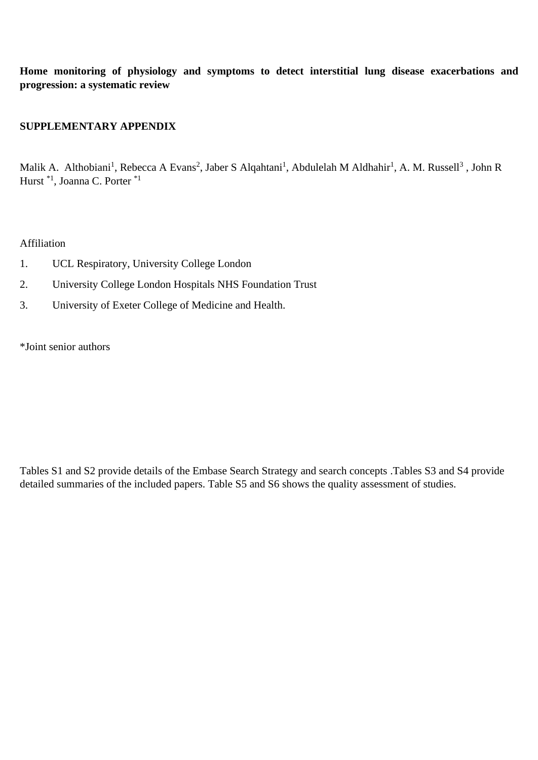**Home monitoring of physiology and symptoms to detect interstitial lung disease exacerbations and progression: a systematic review**

**SUPPLEMENTARY APPENDIX**

Malik A. Althobiani[1], Rebecca A Evans[2], Jaber S Alqahtani[1], Abdulelah M Aldhahir[1], A. M. Russell[3], John R Hurst [*1], Joanna C. Porter [*1]

Affiliation

1. UCL Respiratory, University College London
2. University College London Hospitals NHS Foundation Trust
3. University of Exeter College of Medicine and Health.

*Joint senior authors

Tables S1 and S2 provide details of the Embase Search Strategy and search concepts .Tables S3 and S4 provide detailed summaries of the included papers. Table S5 and S6 shows the quality assessment of studies.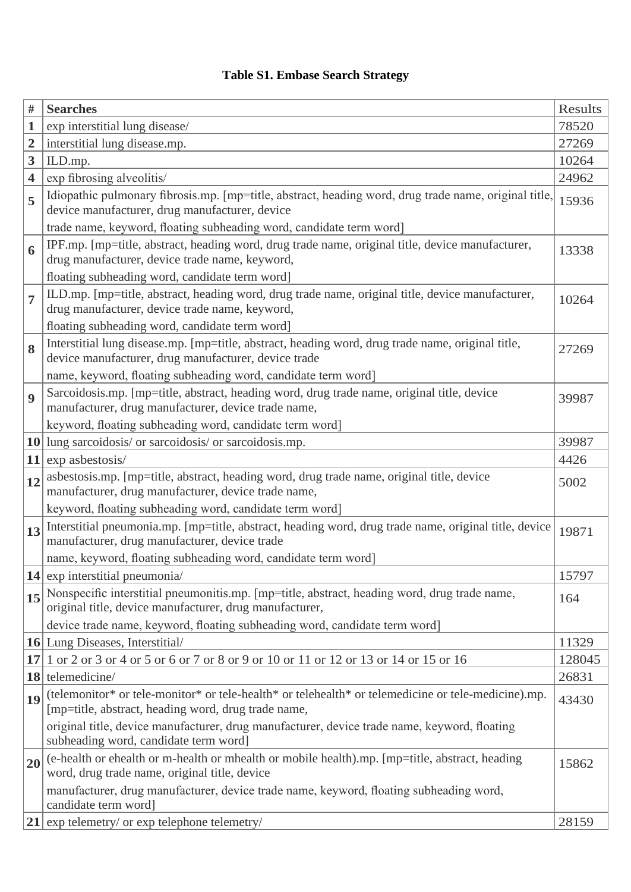**Table S1. Embase Search Strategy**

| # | Searches | Results |
|---|---|---|
| **1** | exp interstitial lung disease/ | 78520 |
| **2** | interstitial lung disease.mp. | 27269 |
| **3** | ILD.mp. | 10264 |
| **4** | exp fibrosing alveolitis/ | 24962 |
| **5** | Idiopathic pulmonary fibrosis.mp. [mp=title, abstract, heading word, drug trade name, original title, device manufacturer, drug manufacturer, device trade name, keyword, floating subheading word, candidate term word] | 15936 |
| **6** | IPF.mp. [mp=title, abstract, heading word, drug trade name, original title, device manufacturer, drug manufacturer, device trade name, keyword, floating subheading word, candidate term word] | 13338 |
| **7** | ILD.mp. [mp=title, abstract, heading word, drug trade name, original title, device manufacturer, drug manufacturer, device trade name, keyword, floating subheading word, candidate term word] | 10264 |
| **8** | Interstitial lung disease.mp. [mp=title, abstract, heading word, drug trade name, original title, device manufacturer, drug manufacturer, device trade name, keyword, floating subheading word, candidate term word] | 27269 |
| **9** | Sarcoidosis.mp. [mp=title, abstract, heading word, drug trade name, original title, device manufacturer, drug manufacturer, device trade name, keyword, floating subheading word, candidate term word] | 39987 |
| **10** | lung sarcoidosis/ or sarcoidosis/ or sarcoidosis.mp. | 39987 |
| **11** | exp asbestosis/ | 4426 |
| **12** | asbestosis.mp. [mp=title, abstract, heading word, drug trade name, original title, device manufacturer, drug manufacturer, device trade name, keyword, floating subheading word, candidate term word] | 5002 |
| **13** | Interstitial pneumonia.mp. [mp=title, abstract, heading word, drug trade name, original title, device manufacturer, drug manufacturer, device trade name, keyword, floating subheading word, candidate term word] | 19871 |
| **14** | exp interstitial pneumonia/ | 15797 |
| **15** | Nonspecific interstitial pneumonitis.mp. [mp=title, abstract, heading word, drug trade name, original title, device manufacturer, drug manufacturer, device trade name, keyword, floating subheading word, candidate term word] | 164 |
| **16** | Lung Diseases, Interstitial/ | 11329 |
| **17** | 1 or 2 or 3 or 4 or 5 or 6 or 7 or 8 or 9 or 10 or 11 or 12 or 13 or 14 or 15 or 16 | 128045 |
| **18** | telemedicine/ | 26831 |
| **19** | (telemonitor* or tele-monitor* or tele-health* or telehealth* or telemedicine or tele-medicine).mp. [mp=title, abstract, heading word, drug trade name, original title, device manufacturer, drug manufacturer, device trade name, keyword, floating subheading word, candidate term word] | 43430 |
| **20** | (e-health or ehealth or m-health or mhealth or mobile health).mp. [mp=title, abstract, heading word, drug trade name, original title, device manufacturer, drug manufacturer, device trade name, keyword, floating subheading word, candidate term word] | 15862 |
| **21** | exp telemetry/ or exp telephone telemetry/ | 28159 |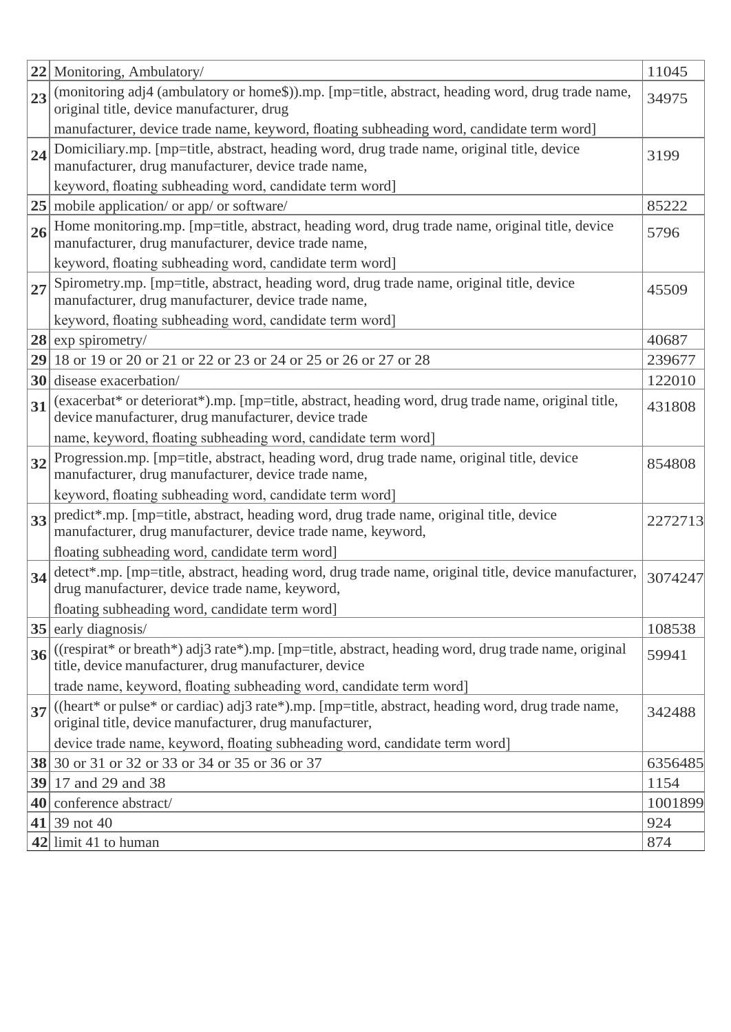| | | |
|---|---|---|
| **22** | Monitoring, Ambulatory/ | 11045 |
| **23** | (monitoring adj4 (ambulatory or home$)).mp. [mp=title, abstract, heading word, drug trade name, original title, device manufacturer, drug manufacturer, device trade name, keyword, floating subheading word, candidate term word] | 34975 |
| **24** | Domiciliary.mp. [mp=title, abstract, heading word, drug trade name, original title, device manufacturer, drug manufacturer, device trade name, keyword, floating subheading word, candidate term word] | 3199 |
| **25** | mobile application/ or app/ or software/ | 85222 |
| **26** | Home monitoring.mp. [mp=title, abstract, heading word, drug trade name, original title, device manufacturer, drug manufacturer, device trade name, keyword, floating subheading word, candidate term word] | 5796 |
| **27** | Spirometry.mp. [mp=title, abstract, heading word, drug trade name, original title, device manufacturer, drug manufacturer, device trade name, keyword, floating subheading word, candidate term word] | 45509 |
| **28** | exp spirometry/ | 40687 |
| **29** | 18 or 19 or 20 or 21 or 22 or 23 or 24 or 25 or 26 or 27 or 28 | 239677 |
| **30** | disease exacerbation/ | 122010 |
| **31** | (exacerbat* or deteriorat*).mp. [mp=title, abstract, heading word, drug trade name, original title, device manufacturer, drug manufacturer, device trade name, keyword, floating subheading word, candidate term word] | 431808 |
| **32** | Progression.mp. [mp=title, abstract, heading word, drug trade name, original title, device manufacturer, drug manufacturer, device trade name, keyword, floating subheading word, candidate term word] | 854808 |
| **33** | predict*.mp. [mp=title, abstract, heading word, drug trade name, original title, device manufacturer, drug manufacturer, device trade name, keyword, floating subheading word, candidate term word] | 2272713 |
| **34** | detect*.mp. [mp=title, abstract, heading word, drug trade name, original title, device manufacturer, drug manufacturer, device trade name, keyword, floating subheading word, candidate term word] | 3074247 |
| **35** | early diagnosis/ | 108538 |
| **36** | ((respirat* or breath*) adj3 rate*).mp. [mp=title, abstract, heading word, drug trade name, original title, device manufacturer, drug manufacturer, device trade name, keyword, floating subheading word, candidate term word] | 59941 |
| **37** | ((heart* or pulse* or cardiac) adj3 rate*).mp. [mp=title, abstract, heading word, drug trade name, original title, device manufacturer, drug manufacturer, device trade name, keyword, floating subheading word, candidate term word] | 342488 |
| **38** | 30 or 31 or 32 or 33 or 34 or 35 or 36 or 37 | 6356485 |
| **39** | 17 and 29 and 38 | 1154 |
| **40** | conference abstract/ | 1001899 |
| **41** | 39 not 40 | 924 |
| **42** | limit 41 to human | 874 |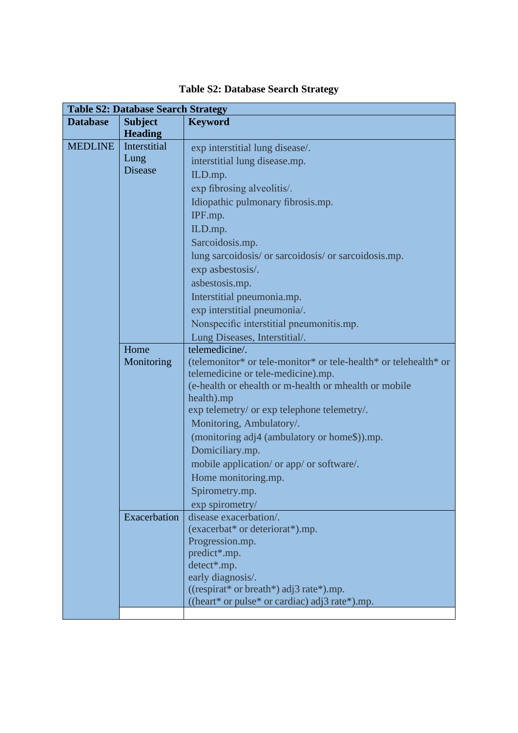**Table S2: Database Search Strategy**

| Database | Subject Heading | Keyword |
|---|---|---|
| MEDLINE | Interstitial Lung Disease | exp interstitial lung disease/.<br>interstitial lung disease.mp.<br>ILD.mp.<br>exp fibrosing alveolitis/.<br>Idiopathic pulmonary fibrosis.mp.<br>IPF.mp.<br>ILD.mp.<br>Sarcoidosis.mp.<br>lung sarcoidosis/ or sarcoidosis/ or sarcoidosis.mp.<br>exp asbestosis/.<br>asbestosis.mp.<br>Interstitial pneumonia.mp.<br>exp interstitial pneumonia/.<br>Nonspecific interstitial pneumonitis.mp.<br>Lung Diseases, Interstitial/. |
| | Home Monitoring | telemedicine/.<br>(telemonitor* or tele-monitor* or tele-health* or telehealth* or telemedicine or tele-medicine).mp.<br>(e-health or ehealth or m-health or mhealth or mobile health).mp<br>exp telemetry/ or exp telephone telemetry/.<br>Monitoring, Ambulatory/.<br>(monitoring adj4 (ambulatory or home$)).mp.<br>Domiciliary.mp.<br>mobile application/ or app/ or software/.<br>Home monitoring.mp.<br>Spirometry.mp.<br>exp spirometry/ |
| | Exacerbation | disease exacerbation/.<br>(exacerbat* or deteriorat*).mp.<br>Progression.mp.<br>predict*.mp.<br>detect*.mp.<br>early diagnosis/.<br>((respirat* or breath*) adj3 rate*).mp.<br>((heart* or pulse* or cardiac) adj3 rate*).mp. |
| | | |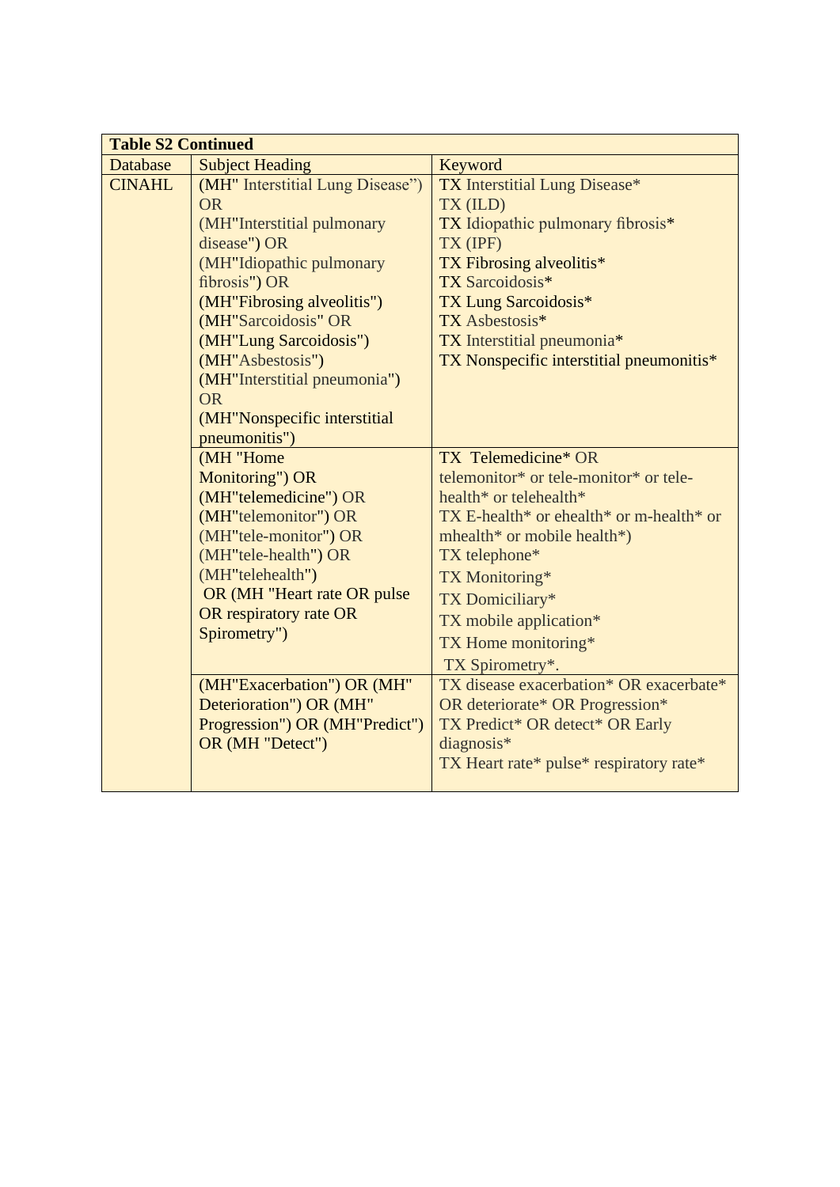| Table S2 Continued | | |
|---|---|---|
| Database | Subject Heading | Keyword |
| CINAHL | (MH" Interstitial Lung Disease") OR (MH"Interstitial pulmonary disease") OR (MH"Idiopathic pulmonary fibrosis") OR (MH"Fibrosing alveolitis") (MH"Sarcoidosis" OR (MH"Lung Sarcoidosis") (MH"Asbestosis") (MH"Interstitial pneumonia") OR (MH"Nonspecific interstitial pneumonitis") | TX Interstitial Lung Disease* TX (ILD) TX Idiopathic pulmonary fibrosis* TX (IPF) TX Fibrosing alveolitis* TX Sarcoidosis* TX Lung Sarcoidosis* TX Asbestosis* TX Interstitial pneumonia* TX Nonspecific interstitial pneumonitis* |
| | (MH "Home Monitoring") OR (MH"telemedicine") OR (MH"telemonitor") OR (MH"tele-monitor") OR (MH"tele-health") OR (MH"telehealth") OR (MH "Heart rate OR pulse OR respiratory rate OR Spirometry") | TX Telemedicine* OR telemonitor* or tele-monitor* or tele-health* or telehealth* TX E-health* or ehealth* or m-health* or mhealth* or mobile health*) TX telephone* TX Monitoring* TX Domiciliary* TX mobile application* TX Home monitoring* TX Spirometry*. |
| | (MH"Exacerbation") OR (MH" Deterioration") OR (MH" Progression") OR (MH"Predict") OR (MH "Detect") | TX disease exacerbation* OR exacerbate* OR deteriorate* OR Progression* TX Predict* OR detect* OR Early diagnosis* TX Heart rate* pulse* respiratory rate* |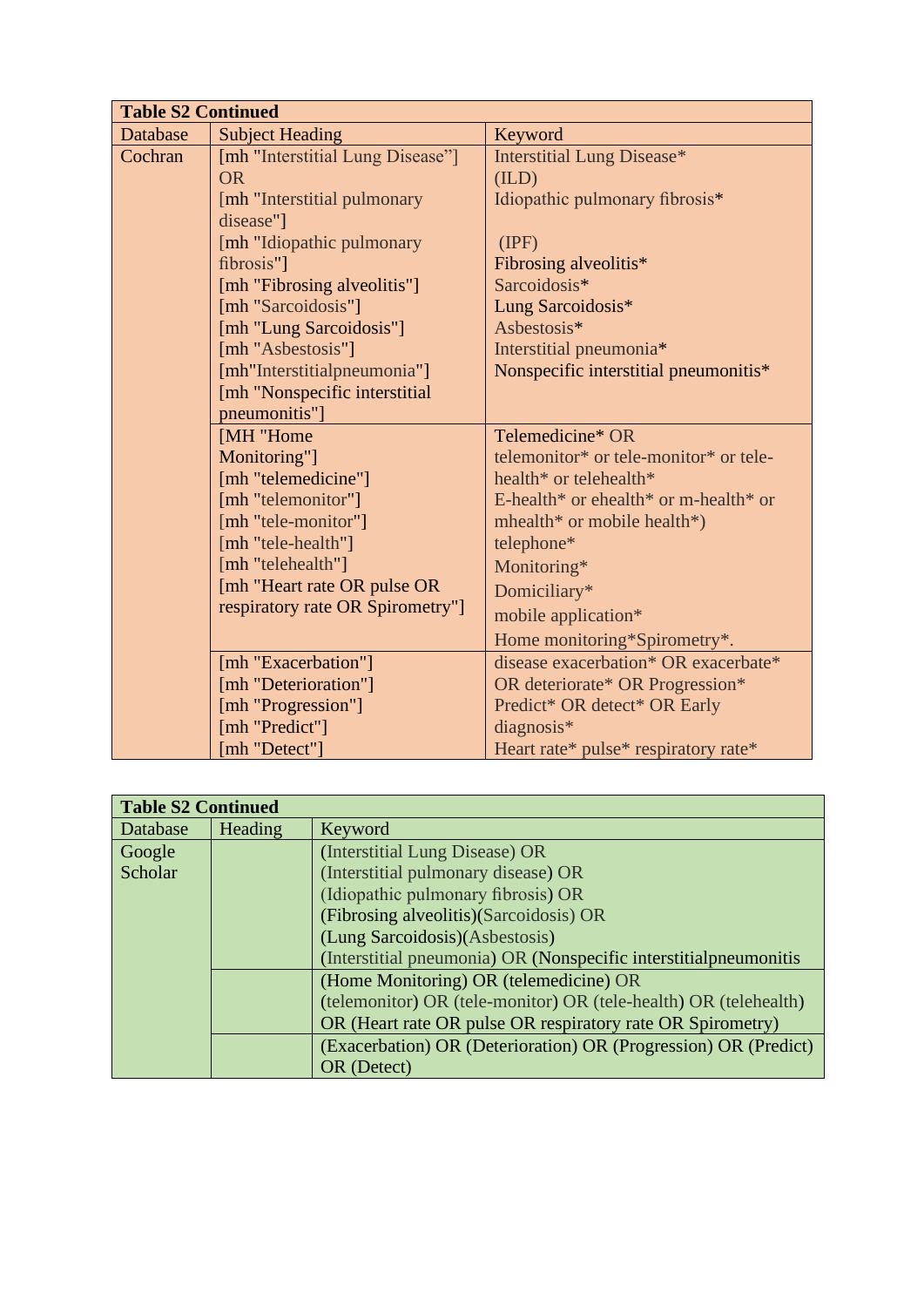| Table S2 Continued | | |
|---|---|---|
| Database | Subject Heading | Keyword |
| Cochran | [mh "Interstitial Lung Disease"] OR [mh "Interstitial pulmonary disease"] [mh "Idiopathic pulmonary fibrosis"] [mh "Fibrosing alveolitis"] [mh "Sarcoidosis"] [mh "Lung Sarcoidosis"] [mh "Asbestosis"] [mh"Interstitialpneumonia"] [mh "Nonspecific interstitial pneumonitis"] | Interstitial Lung Disease* (ILD) Idiopathic pulmonary fibrosis* (IPF) Fibrosing alveolitis* Sarcoidosis* Lung Sarcoidosis* Asbestosis* Interstitial pneumonia* Nonspecific interstitial pneumonitis* |
| | [MH "Home Monitoring"] [mh "telemedicine"] [mh "telemonitor"] [mh "tele-monitor"] [mh "tele-health"] [mh "telehealth"] [mh "Heart rate OR pulse OR respiratory rate OR Spirometry"] | Telemedicine* OR telemonitor* or tele-monitor* or tele-health* or telehealth* E-health* or ehealth* or m-health* or mhealth* or mobile health*) telephone* Monitoring* Domiciliary* mobile application* Home monitoring*Spirometry*. |
| | [mh "Exacerbation"] [mh "Deterioration"] [mh "Progression"] [mh "Predict"] [mh "Detect"] | disease exacerbation* OR exacerbate* OR deteriorate* OR Progression* Predict* OR detect* OR Early diagnosis* Heart rate* pulse* respiratory rate* |

| Table S2 Continued | | |
|---|---|---|
| Database | Heading | Keyword |
| Google Scholar | | (Interstitial Lung Disease) OR (Interstitial pulmonary disease) OR (Idiopathic pulmonary fibrosis) OR (Fibrosing alveolitis)(Sarcoidosis) OR (Lung Sarcoidosis)(Asbestosis) (Interstitial pneumonia) OR (Nonspecific interstitialpneumonitis |
| | | (Home Monitoring) OR (telemedicine) OR (telemonitor) OR (tele-monitor) OR (tele-health) OR (telehealth) OR (Heart rate OR pulse OR respiratory rate OR Spirometry) |
| | | (Exacerbation) OR (Deterioration) OR (Progression) OR (Predict) OR (Detect) |